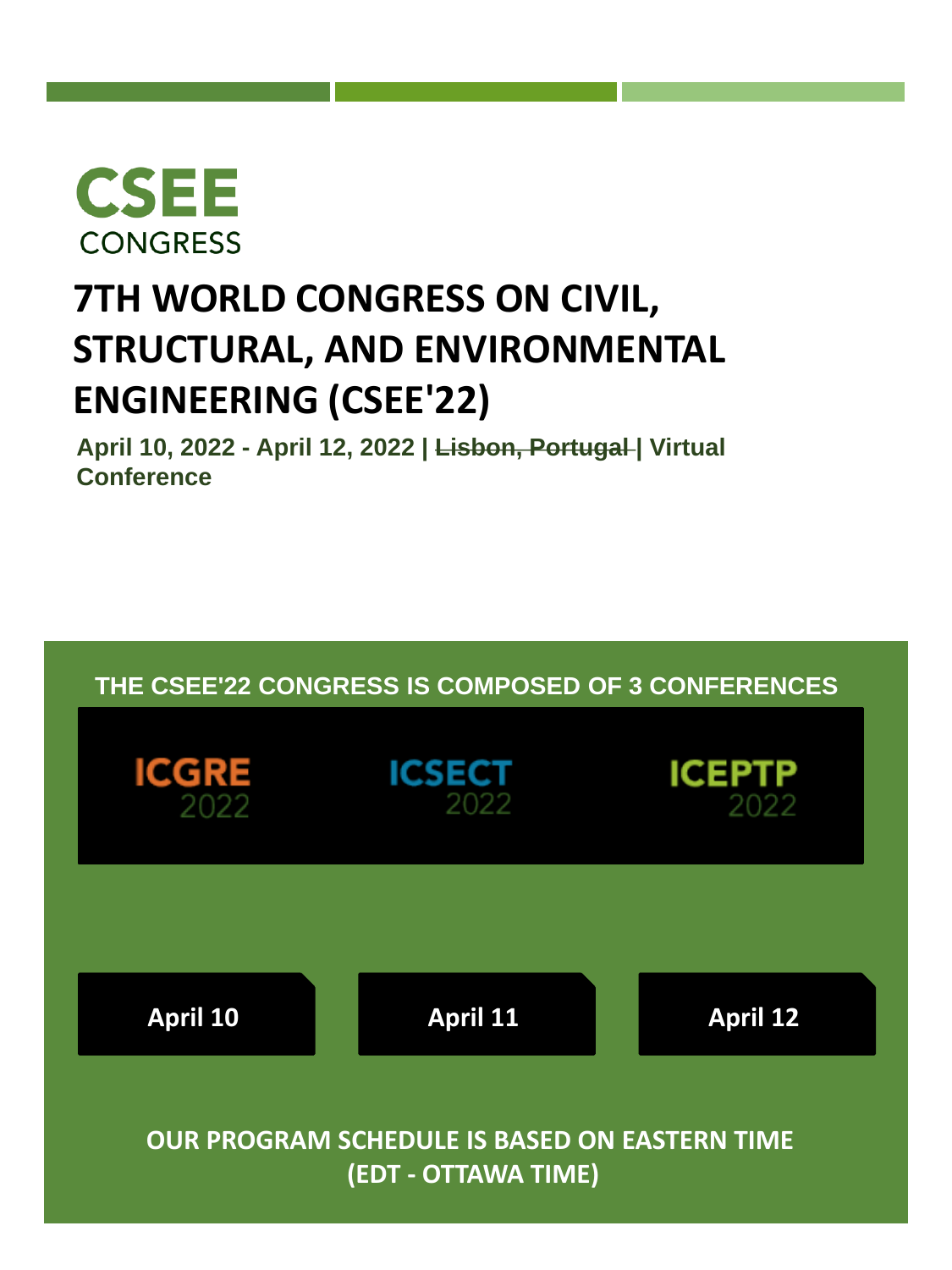**CSEE**
CONGRESS

# 7TH WORLD CONGRESS ON CIVIL, STRUCTURAL, AND ENVIRONMENTAL ENGINEERING (CSEE'22)

**April 10, 2022 - April 12, 2022 | ~~Lisbon, Portugal~~ | Virtual Conference**

## THE CSEE'22 CONGRESS IS COMPOSED OF 3 CONFERENCES

ICGRE 2022

ICSECT 2022

ICEPTP 2022

**April 10**

**April 11**

**April 12**

**OUR PROGRAM SCHEDULE IS BASED ON EASTERN TIME (EDT - OTTAWA TIME)**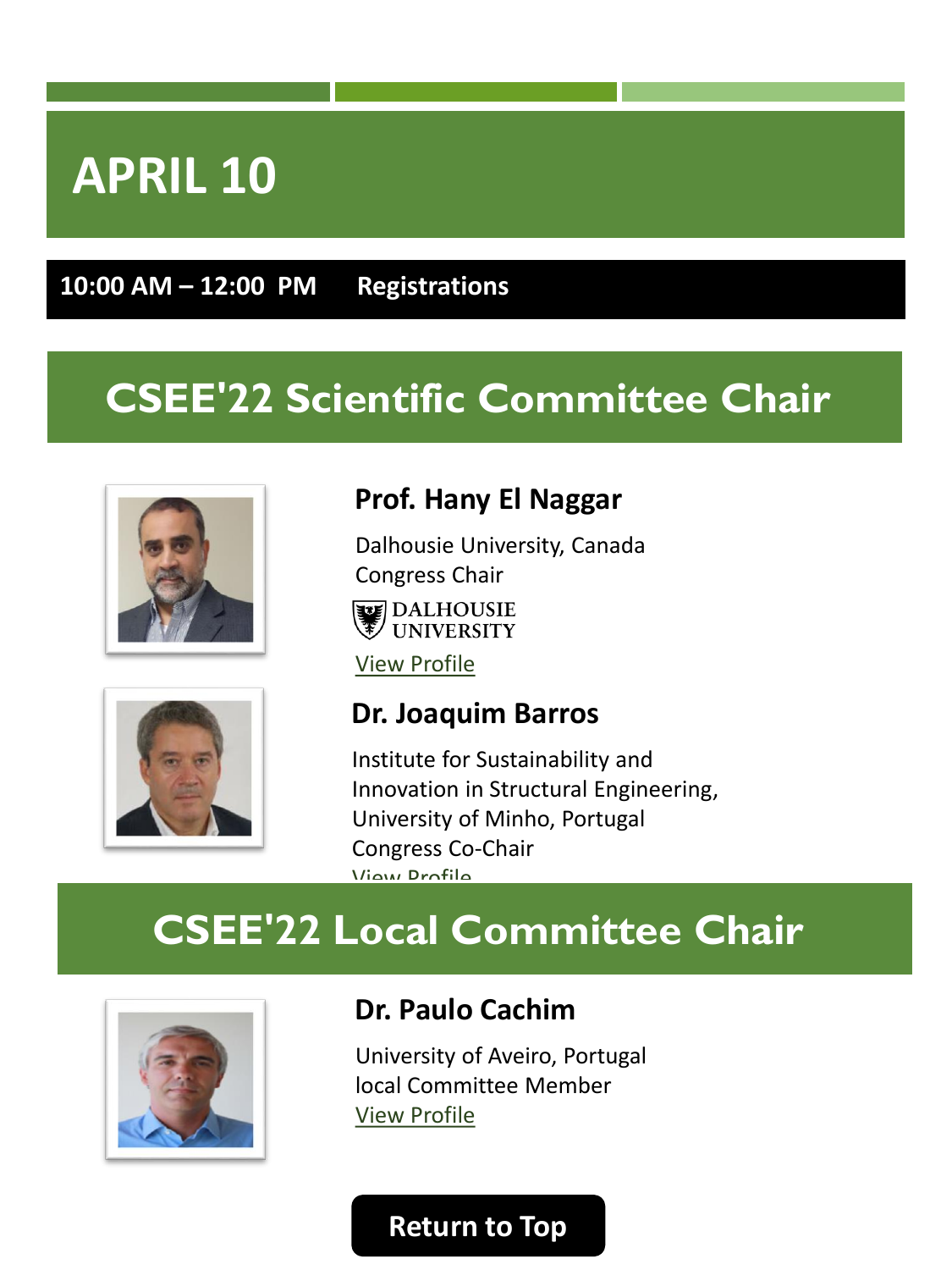# APRIL 10

**10:00 AM – 12:00 PM** **Registrations**

## CSEE'22 Scientific Committee Chair

### Prof. Hany El Naggar

Dalhousie University, Canada
Congress Chair

DALHOUSIE UNIVERSITY

View Profile

### Dr. Joaquim Barros

Institute for Sustainability and Innovation in Structural Engineering, University of Minho, Portugal
Congress Co-Chair

View Profile

## CSEE'22 Local Committee Chair

### Dr. Paulo Cachim

University of Aveiro, Portugal
local Committee Member

View Profile

Return to Top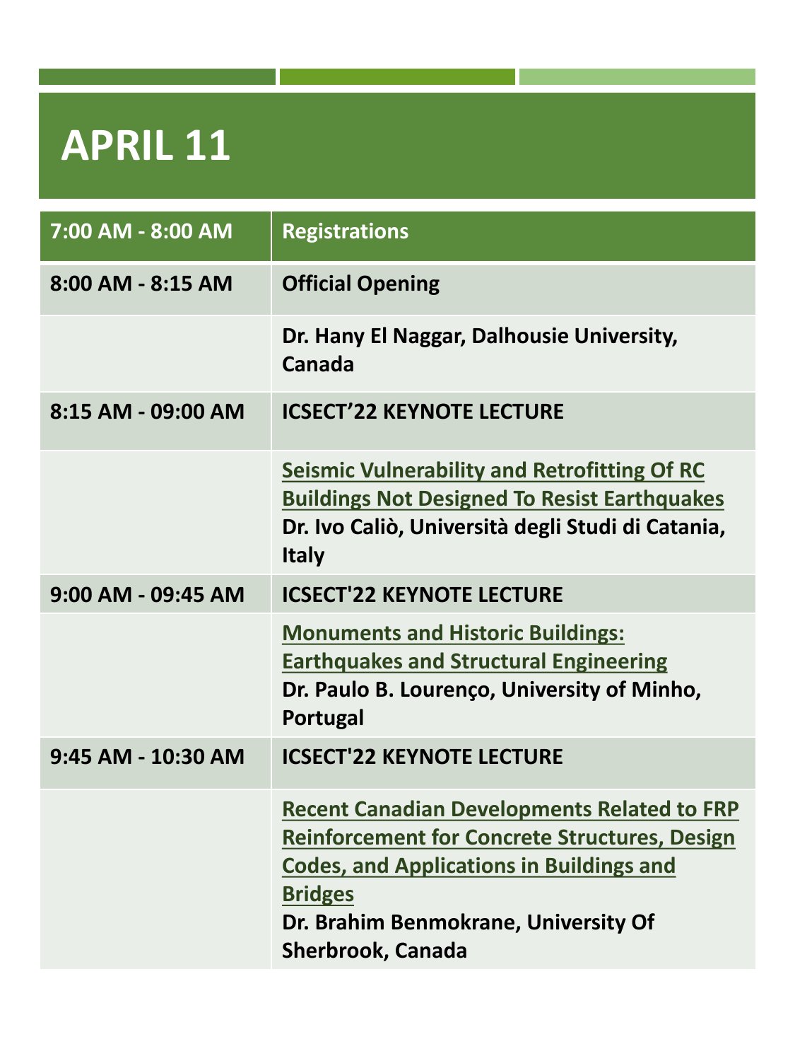# APRIL 11

| 7:00 AM - 8:00 AM | Registrations |
|---|---|
| 8:00 AM - 8:15 AM | **Official Opening** |
| | **Dr. Hany El Naggar, Dalhousie University, Canada** |
| 8:15 AM - 09:00 AM | **ICSECT'22 KEYNOTE LECTURE** |
| | **Seismic Vulnerability and Retrofitting Of RC Buildings Not Designed To Resist Earthquakes** <br> **Dr. Ivo Caliò, Università degli Studi di Catania, Italy** |
| 9:00 AM - 09:45 AM | **ICSECT'22 KEYNOTE LECTURE** |
| | **Monuments and Historic Buildings: Earthquakes and Structural Engineering** <br> **Dr. Paulo B. Lourenço, University of Minho, Portugal** |
| 9:45 AM - 10:30 AM | **ICSECT'22 KEYNOTE LECTURE** |
| | **Recent Canadian Developments Related to FRP Reinforcement for Concrete Structures, Design Codes, and Applications in Buildings and Bridges** <br> **Dr. Brahim Benmokrane, University Of Sherbrook, Canada** |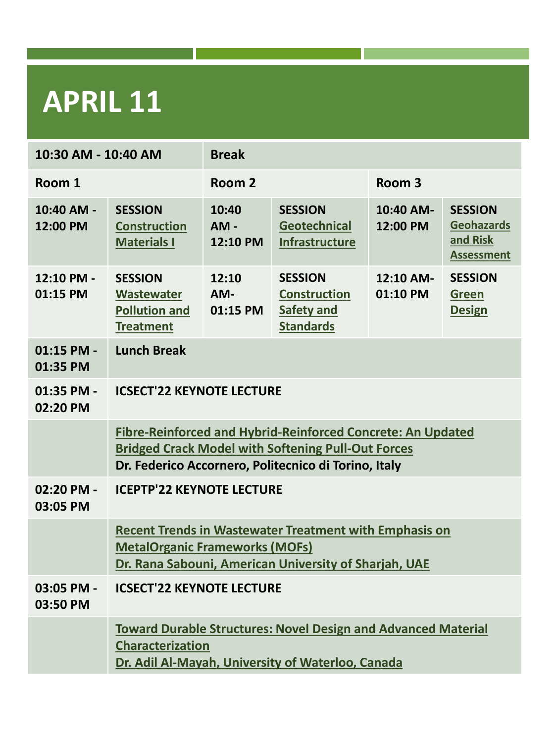# APRIL 11

| 10:30 AM - 10:40 AM | | Break | | | |
|---|---|---|---|---|---|
| **Room 1** | | **Room 2** | | **Room 3** | |
| **10:40 AM - 12:00 PM** | **SESSION** **Construction Materials I** | **10:40 AM - 12:10 PM** | **SESSION** **Geotechnical Infrastructure** | **10:40 AM- 12:00 PM** | **SESSION** **Geohazards and Risk Assessment** |
| **12:10 PM - 01:15 PM** | **SESSION** **Wastewater Pollution and Treatment** | **12:10 AM- 01:15 PM** | **SESSION** **Construction Safety and Standards** | **12:10 AM- 01:10 PM** | **SESSION** **Green Design** |
| **01:15 PM - 01:35 PM** | **Lunch Break** | | | | |
| **01:35 PM - 02:20 PM** | **ICSECT'22 KEYNOTE LECTURE** | | | | |
| | **Fibre-Reinforced and Hybrid-Reinforced Concrete: An Updated Bridged Crack Model with Softening Pull-Out Forces** **Dr. Federico Accornero, Politecnico di Torino, Italy** | | | | |
| **02:20 PM - 03:05 PM** | **ICEPTP'22 KEYNOTE LECTURE** | | | | |
| | **Recent Trends in Wastewater Treatment with Emphasis on MetalOrganic Frameworks (MOFs)** **Dr. Rana Sabouni, American University of Sharjah, UAE** | | | | |
| **03:05 PM - 03:50 PM** | **ICSECT'22 KEYNOTE LECTURE** | | | | |
| | **Toward Durable Structures: Novel Design and Advanced Material Characterization** **Dr. Adil Al-Mayah, University of Waterloo, Canada** | | | | |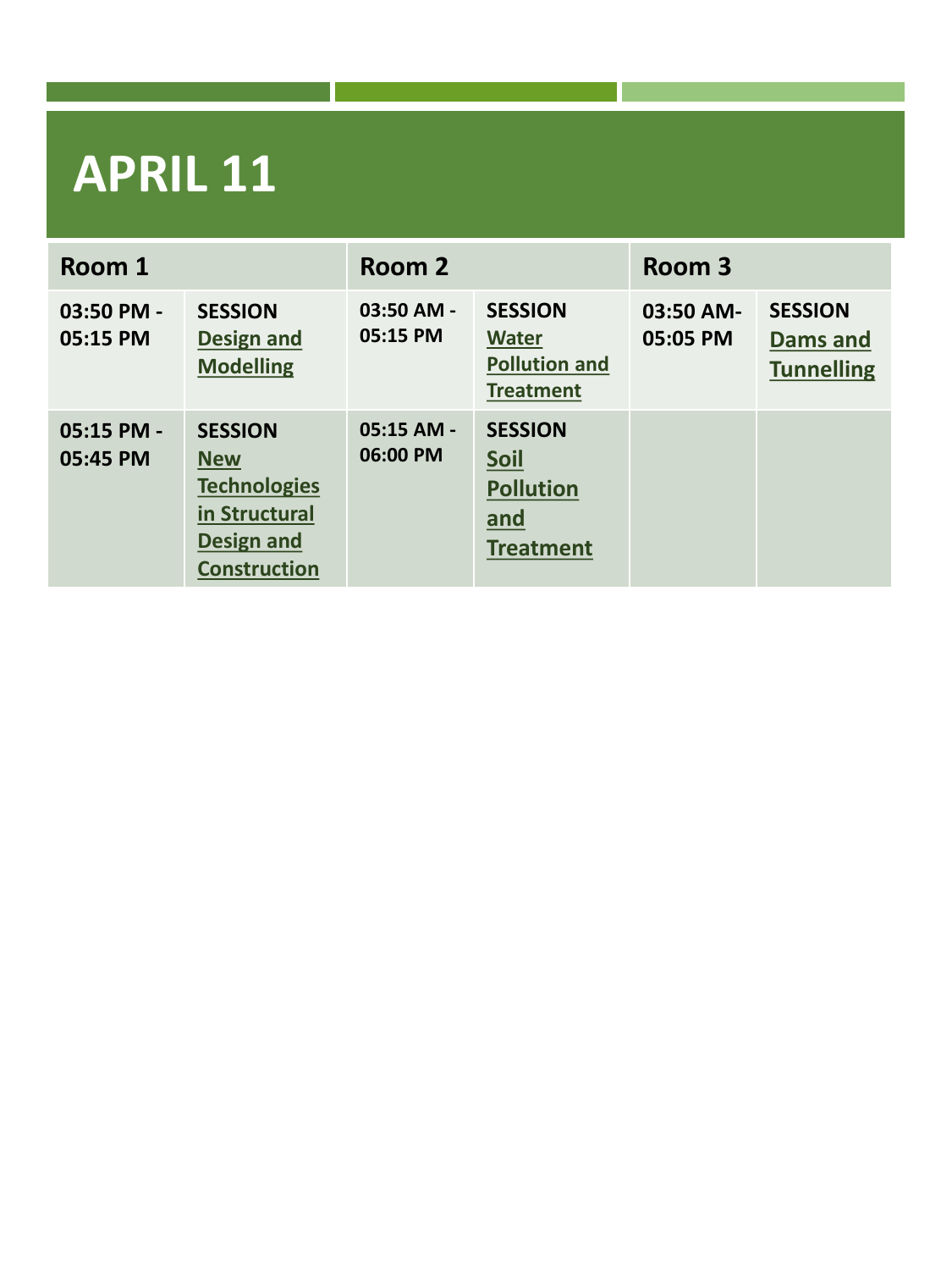# APRIL 11

| Room 1 | | Room 2 | | Room 3 | |
|---|---|---|---|---|---|
| 03:50 PM - 05:15 PM | SESSION Design and Modelling | 03:50 AM - 05:15 PM | SESSION Water Pollution and Treatment | 03:50 AM- 05:05 PM | SESSION Dams and Tunnelling |
| 05:15 PM - 05:45 PM | SESSION New Technologies in Structural Design and Construction | 05:15 AM - 06:00 PM | SESSION Soil Pollution and Treatment | | |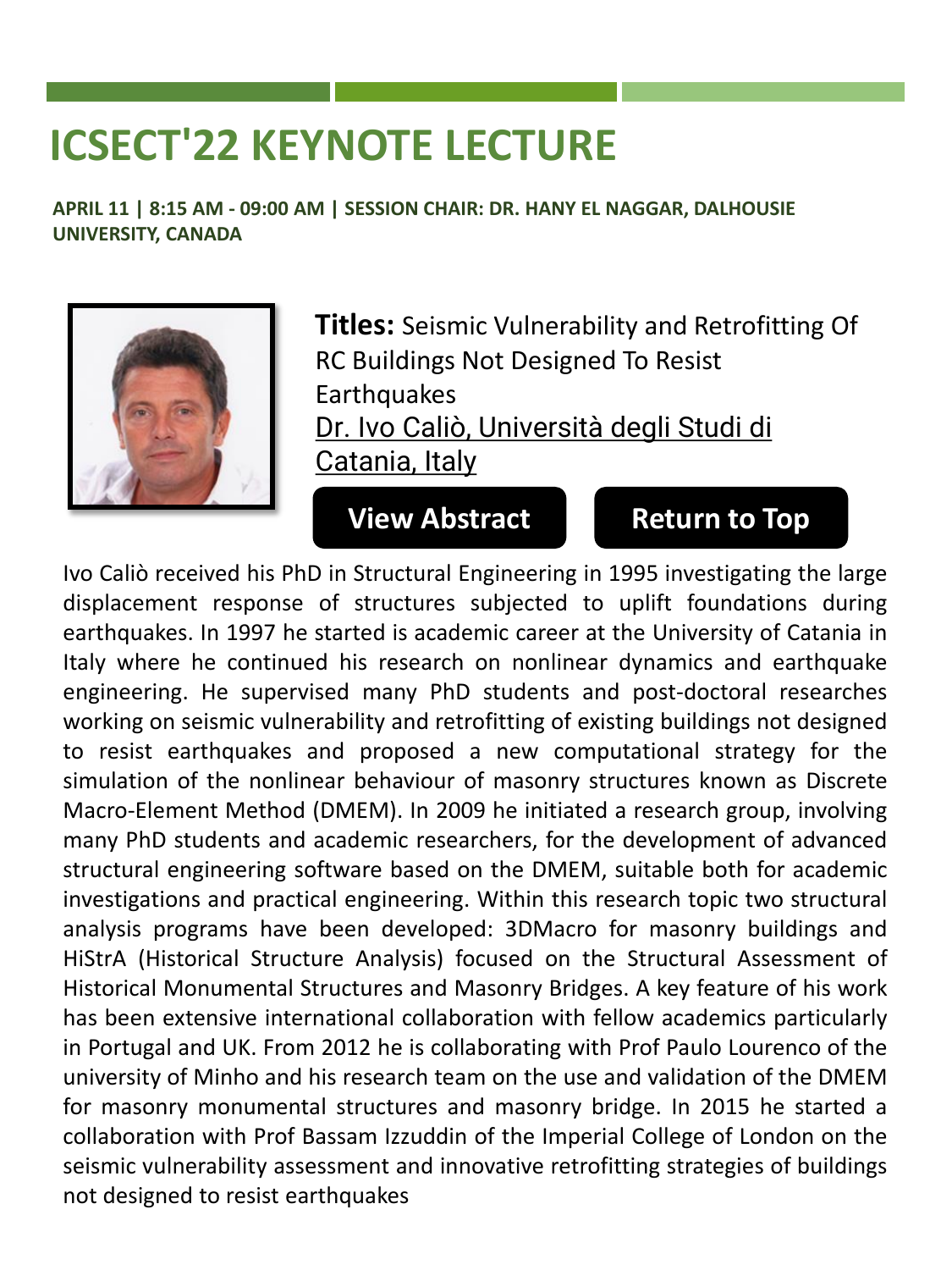# ICSECT'22 KEYNOTE LECTURE

**APRIL 11 | 8:15 AM - 09:00 AM | SESSION CHAIR: DR. HANY EL NAGGAR, DALHOUSIE UNIVERSITY, CANADA**

**Titles:** Seismic Vulnerability and Retrofitting Of RC Buildings Not Designed To Resist Earthquakes

Dr. Ivo Caliò, Università degli Studi di Catania, Italy

**View Abstract** **Return to Top**

Ivo Caliò received his PhD in Structural Engineering in 1995 investigating the large displacement response of structures subjected to uplift foundations during earthquakes. In 1997 he started is academic career at the University of Catania in Italy where he continued his research on nonlinear dynamics and earthquake engineering. He supervised many PhD students and post-doctoral researches working on seismic vulnerability and retrofitting of existing buildings not designed to resist earthquakes and proposed a new computational strategy for the simulation of the nonlinear behaviour of masonry structures known as Discrete Macro-Element Method (DMEM). In 2009 he initiated a research group, involving many PhD students and academic researchers, for the development of advanced structural engineering software based on the DMEM, suitable both for academic investigations and practical engineering. Within this research topic two structural analysis programs have been developed: 3DMacro for masonry buildings and HiStrA (Historical Structure Analysis) focused on the Structural Assessment of Historical Monumental Structures and Masonry Bridges. A key feature of his work has been extensive international collaboration with fellow academics particularly in Portugal and UK. From 2012 he is collaborating with Prof Paulo Lourenco of the university of Minho and his research team on the use and validation of the DMEM for masonry monumental structures and masonry bridge. In 2015 he started a collaboration with Prof Bassam Izzuddin of the Imperial College of London on the seismic vulnerability assessment and innovative retrofitting strategies of buildings not designed to resist earthquakes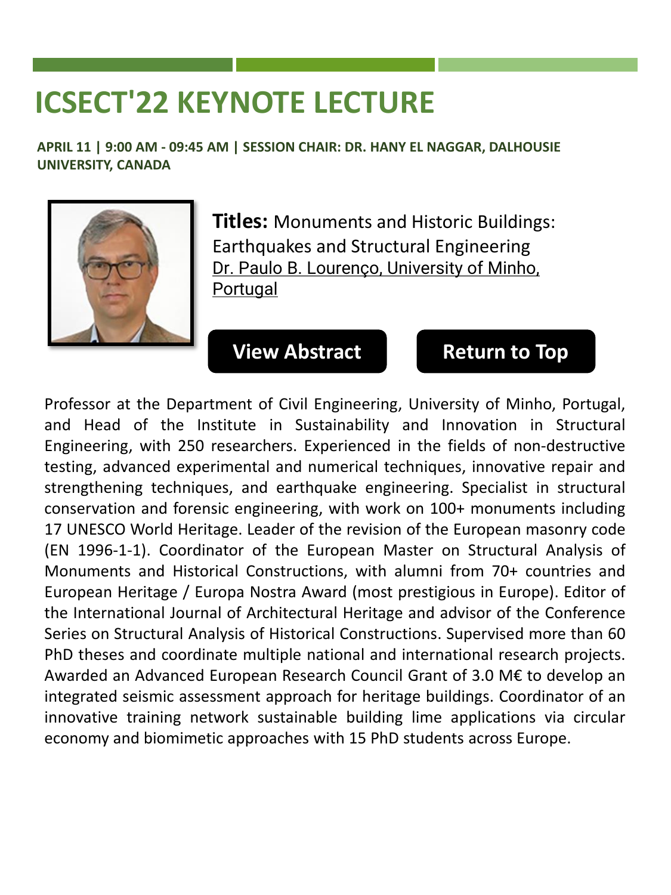# ICSECT'22 KEYNOTE LECTURE

**APRIL 11 | 9:00 AM - 09:45 AM | SESSION CHAIR: DR. HANY EL NAGGAR, DALHOUSIE UNIVERSITY, CANADA**

**Titles:** Monuments and Historic Buildings: Earthquakes and Structural Engineering

Dr. Paulo B. Lourenço, University of Minho, Portugal

View Abstract

Return to Top

Professor at the Department of Civil Engineering, University of Minho, Portugal, and Head of the Institute in Sustainability and Innovation in Structural Engineering, with 250 researchers. Experienced in the fields of non-destructive testing, advanced experimental and numerical techniques, innovative repair and strengthening techniques, and earthquake engineering. Specialist in structural conservation and forensic engineering, with work on 100+ monuments including 17 UNESCO World Heritage. Leader of the revision of the European masonry code (EN 1996-1-1). Coordinator of the European Master on Structural Analysis of Monuments and Historical Constructions, with alumni from 70+ countries and European Heritage / Europa Nostra Award (most prestigious in Europe). Editor of the International Journal of Architectural Heritage and advisor of the Conference Series on Structural Analysis of Historical Constructions. Supervised more than 60 PhD theses and coordinate multiple national and international research projects. Awarded an Advanced European Research Council Grant of 3.0 M€ to develop an integrated seismic assessment approach for heritage buildings. Coordinator of an innovative training network sustainable building lime applications via circular economy and biomimetic approaches with 15 PhD students across Europe.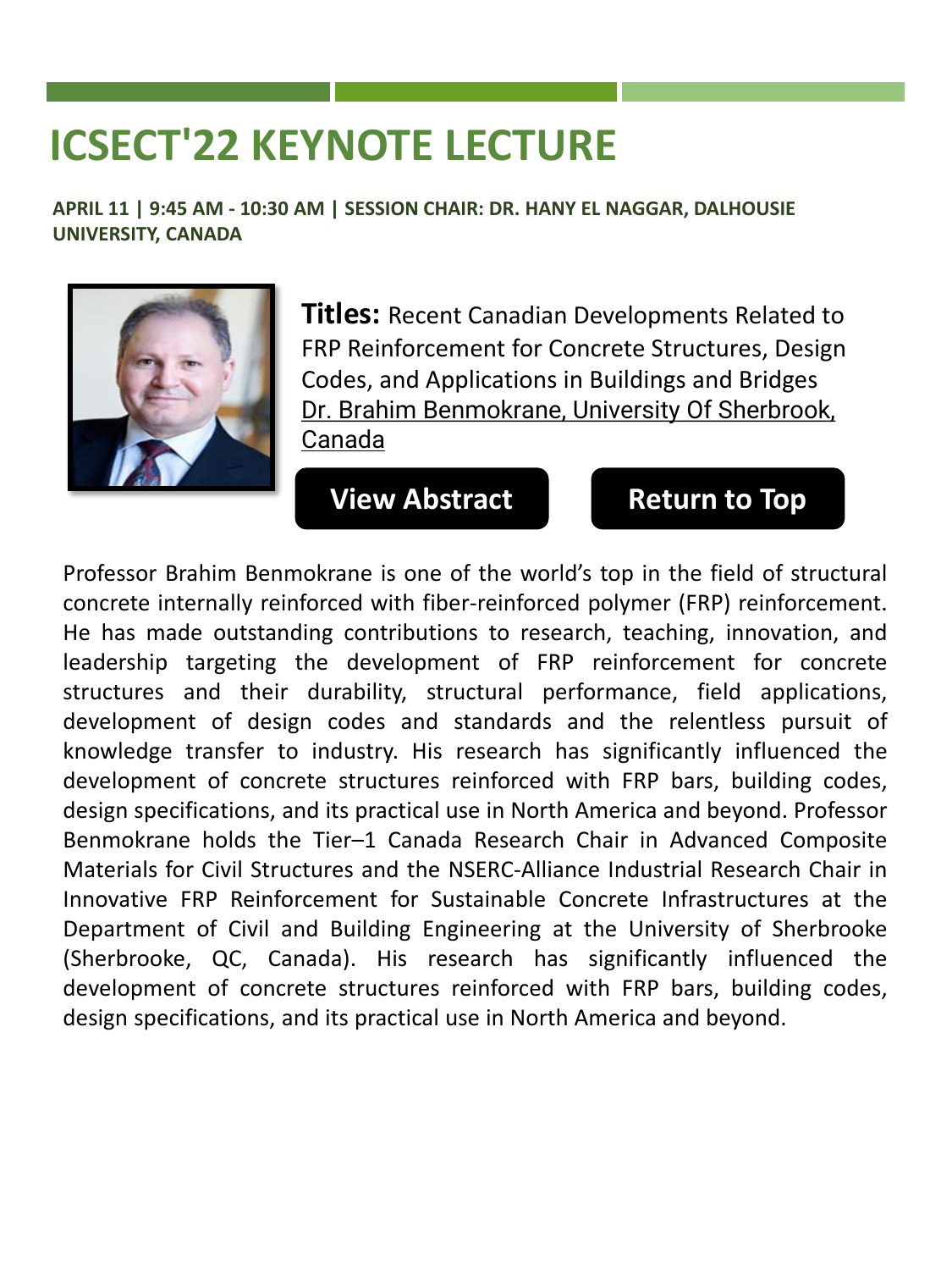# ICSECT'22 KEYNOTE LECTURE

**APRIL 11 | 9:45 AM - 10:30 AM | SESSION CHAIR: DR. HANY EL NAGGAR, DALHOUSIE UNIVERSITY, CANADA**

**Titles:** Recent Canadian Developments Related to FRP Reinforcement for Concrete Structures, Design Codes, and Applications in Buildings and Bridges
Dr. Brahim Benmokrane, University Of Sherbrook, Canada

**View Abstract** | **Return to Top**

Professor Brahim Benmokrane is one of the world's top in the field of structural concrete internally reinforced with fiber-reinforced polymer (FRP) reinforcement. He has made outstanding contributions to research, teaching, innovation, and leadership targeting the development of FRP reinforcement for concrete structures and their durability, structural performance, field applications, development of design codes and standards and the relentless pursuit of knowledge transfer to industry. His research has significantly influenced the development of concrete structures reinforced with FRP bars, building codes, design specifications, and its practical use in North America and beyond. Professor Benmokrane holds the Tier–1 Canada Research Chair in Advanced Composite Materials for Civil Structures and the NSERC-Alliance Industrial Research Chair in Innovative FRP Reinforcement for Sustainable Concrete Infrastructures at the Department of Civil and Building Engineering at the University of Sherbrooke (Sherbrooke, QC, Canada). His research has significantly influenced the development of concrete structures reinforced with FRP bars, building codes, design specifications, and its practical use in North America and beyond.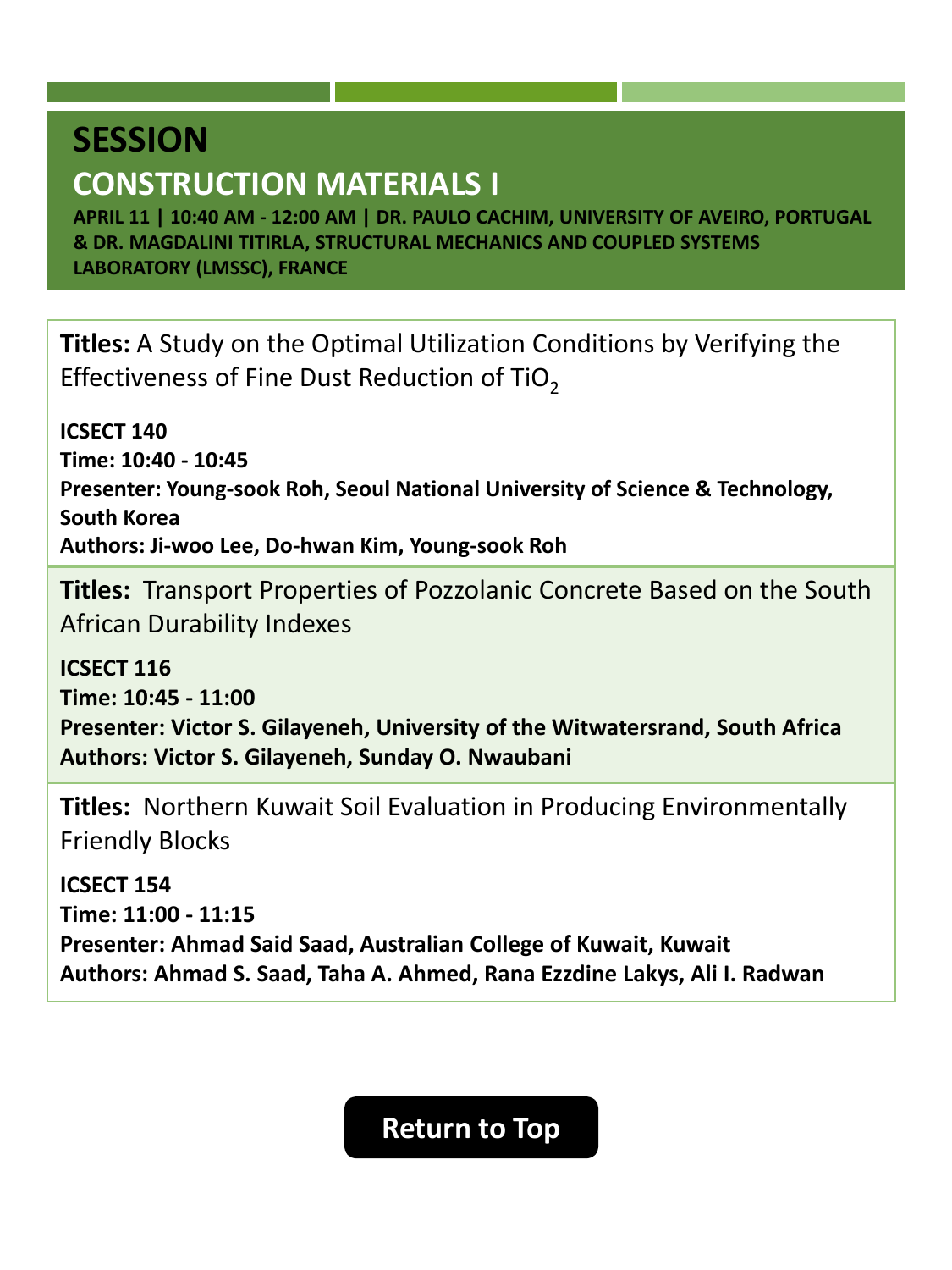# SESSION

## CONSTRUCTION MATERIALS I

**APRIL 11 | 10:40 AM - 12:00 AM | DR. PAULO CACHIM, UNIVERSITY OF AVEIRO, PORTUGAL & DR. MAGDALINI TITIRLA, STRUCTURAL MECHANICS AND COUPLED SYSTEMS LABORATORY (LMSSC), FRANCE**

**Titles:** A Study on the Optimal Utilization Conditions by Verifying the Effectiveness of Fine Dust Reduction of $TiO_2$

**ICSECT 140**
**Time: 10:40 - 10:45**
**Presenter: Young-sook Roh, Seoul National University of Science & Technology, South Korea**
**Authors: Ji-woo Lee, Do-hwan Kim, Young-sook Roh**

**Titles:** Transport Properties of Pozzolanic Concrete Based on the South African Durability Indexes

**ICSECT 116**
**Time: 10:45 - 11:00**
**Presenter: Victor S. Gilayeneh, University of the Witwatersrand, South Africa**
**Authors: Victor S. Gilayeneh, Sunday O. Nwaubani**

**Titles:** Northern Kuwait Soil Evaluation in Producing Environmentally Friendly Blocks

**ICSECT 154**
**Time: 11:00 - 11:15**
**Presenter: Ahmad Said Saad, Australian College of Kuwait, Kuwait**
**Authors: Ahmad S. Saad, Taha A. Ahmed, Rana Ezzdine Lakys, Ali I. Radwan**

Return to Top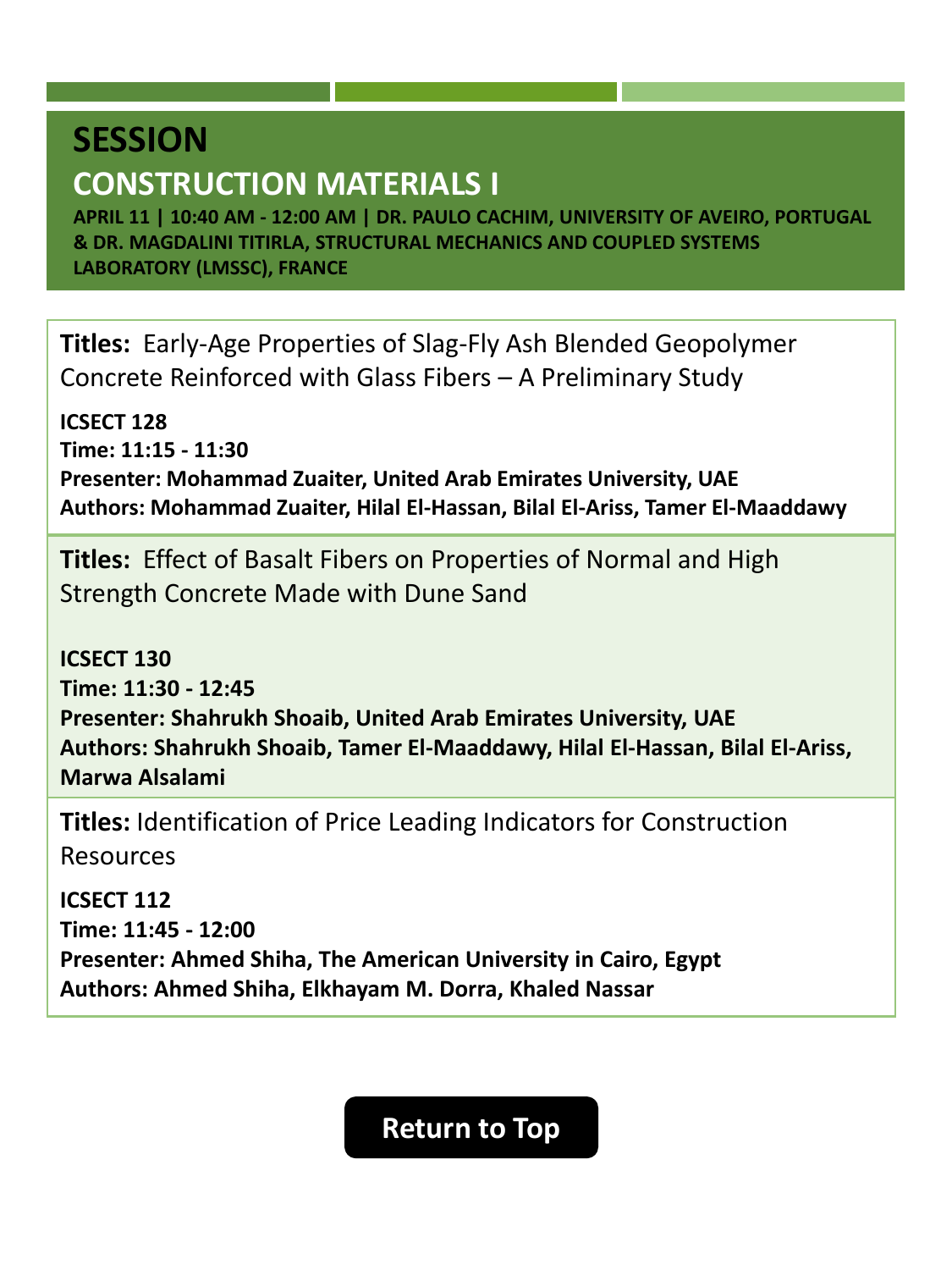# SESSION

## CONSTRUCTION MATERIALS I

**APRIL 11 | 10:40 AM - 12:00 AM | DR. PAULO CACHIM, UNIVERSITY OF AVEIRO, PORTUGAL & DR. MAGDALINI TITIRLA, STRUCTURAL MECHANICS AND COUPLED SYSTEMS LABORATORY (LMSSC), FRANCE**

**Titles:** Early-Age Properties of Slag-Fly Ash Blended Geopolymer Concrete Reinforced with Glass Fibers – A Preliminary Study

**ICSECT 128**
**Time: 11:15 - 11:30**
**Presenter: Mohammad Zuaiter, United Arab Emirates University, UAE**
**Authors: Mohammad Zuaiter, Hilal El-Hassan, Bilal El-Ariss, Tamer El-Maaddawy**

**Titles:** Effect of Basalt Fibers on Properties of Normal and High Strength Concrete Made with Dune Sand

**ICSECT 130**
**Time: 11:30 - 12:45**
**Presenter: Shahrukh Shoaib, United Arab Emirates University, UAE**
**Authors: Shahrukh Shoaib, Tamer El-Maaddawy, Hilal El-Hassan, Bilal El-Ariss, Marwa Alsalami**

**Titles:** Identification of Price Leading Indicators for Construction Resources

**ICSECT 112**
**Time: 11:45 - 12:00**
**Presenter: Ahmed Shiha, The American University in Cairo, Egypt**
**Authors: Ahmed Shiha, Elkhayam M. Dorra, Khaled Nassar**

**Return to Top**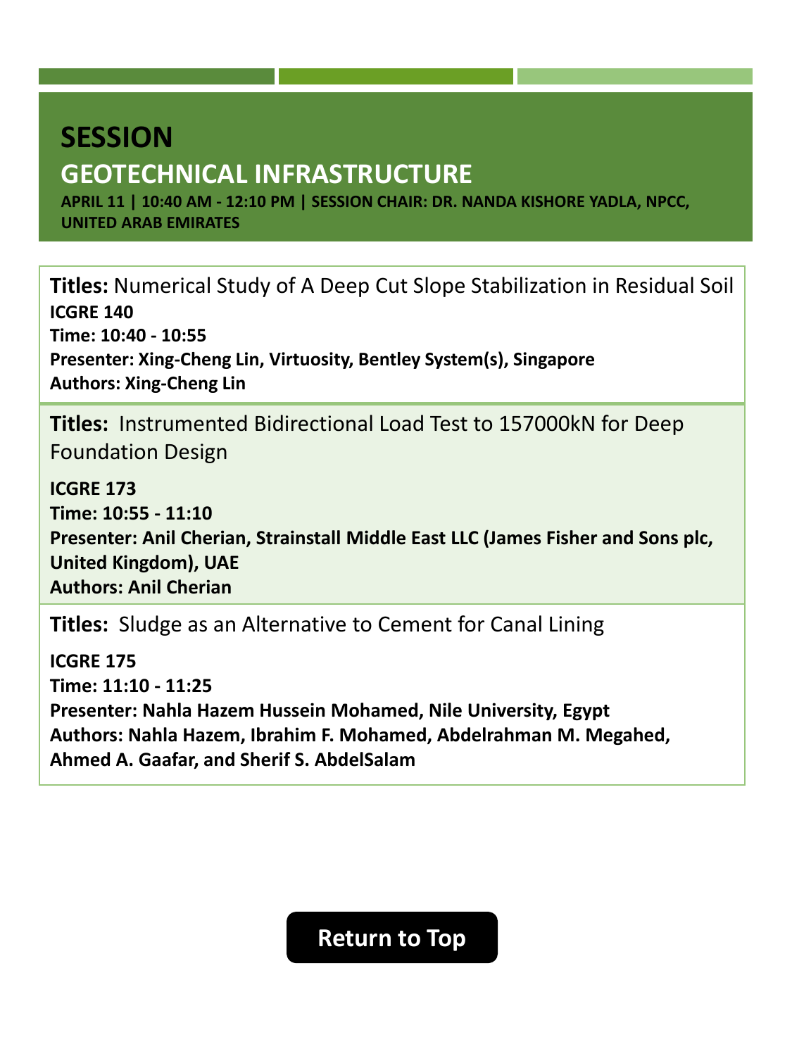# SESSION

## GEOTECHNICAL INFRASTRUCTURE

**APRIL 11 | 10:40 AM - 12:10 PM | SESSION CHAIR: DR. NANDA KISHORE YADLA, NPCC, UNITED ARAB EMIRATES**

**Titles:** Numerical Study of A Deep Cut Slope Stabilization in Residual Soil
**ICGRE 140**
**Time: 10:40 - 10:55**
**Presenter: Xing-Cheng Lin, Virtuosity, Bentley System(s), Singapore**
**Authors: Xing-Cheng Lin**

**Titles:** Instrumented Bidirectional Load Test to 157000kN for Deep Foundation Design

**ICGRE 173**
**Time: 10:55 - 11:10**
**Presenter: Anil Cherian, Strainstall Middle East LLC (James Fisher and Sons plc, United Kingdom), UAE**
**Authors: Anil Cherian**

**Titles:** Sludge as an Alternative to Cement for Canal Lining

**ICGRE 175**
**Time: 11:10 - 11:25**
**Presenter: Nahla Hazem Hussein Mohamed, Nile University, Egypt**
**Authors: Nahla Hazem, Ibrahim F. Mohamed, Abdelrahman M. Megahed, Ahmed A. Gaafar, and Sherif S. AbdelSalam**

Return to Top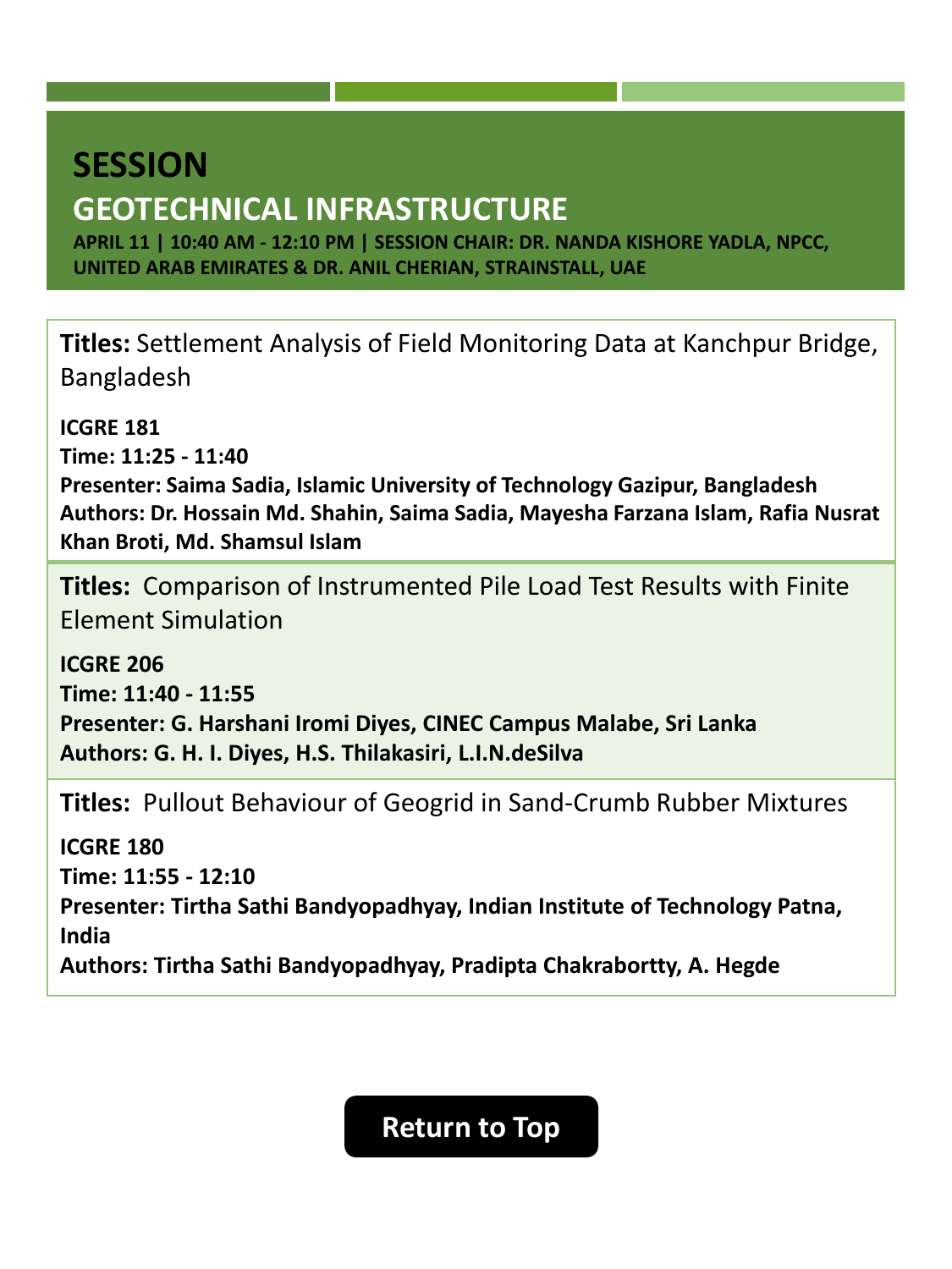# SESSION

## GEOTECHNICAL INFRASTRUCTURE

**APRIL 11 | 10:40 AM - 12:10 PM | SESSION CHAIR: DR. NANDA KISHORE YADLA, NPCC, UNITED ARAB EMIRATES & DR. ANIL CHERIAN, STRAINSTALL, UAE**

**Titles:** Settlement Analysis of Field Monitoring Data at Kanchpur Bridge, Bangladesh

**ICGRE 181**
**Time: 11:25 - 11:40**
**Presenter: Saima Sadia, Islamic University of Technology Gazipur, Bangladesh**
**Authors: Dr. Hossain Md. Shahin, Saima Sadia, Mayesha Farzana Islam, Rafia Nusrat Khan Broti, Md. Shamsul Islam**

**Titles:** Comparison of Instrumented Pile Load Test Results with Finite Element Simulation

**ICGRE 206**
**Time: 11:40 - 11:55**
**Presenter: G. Harshani Iromi Diyes, CINEC Campus Malabe, Sri Lanka**
**Authors: G. H. I. Diyes, H.S. Thilakasiri, L.I.N.deSilva**

**Titles:** Pullout Behaviour of Geogrid in Sand-Crumb Rubber Mixtures

**ICGRE 180**
**Time: 11:55 - 12:10**
**Presenter: Tirtha Sathi Bandyopadhyay, Indian Institute of Technology Patna, India**
**Authors: Tirtha Sathi Bandyopadhyay, Pradipta Chakrabortty, A. Hegde**

Return to Top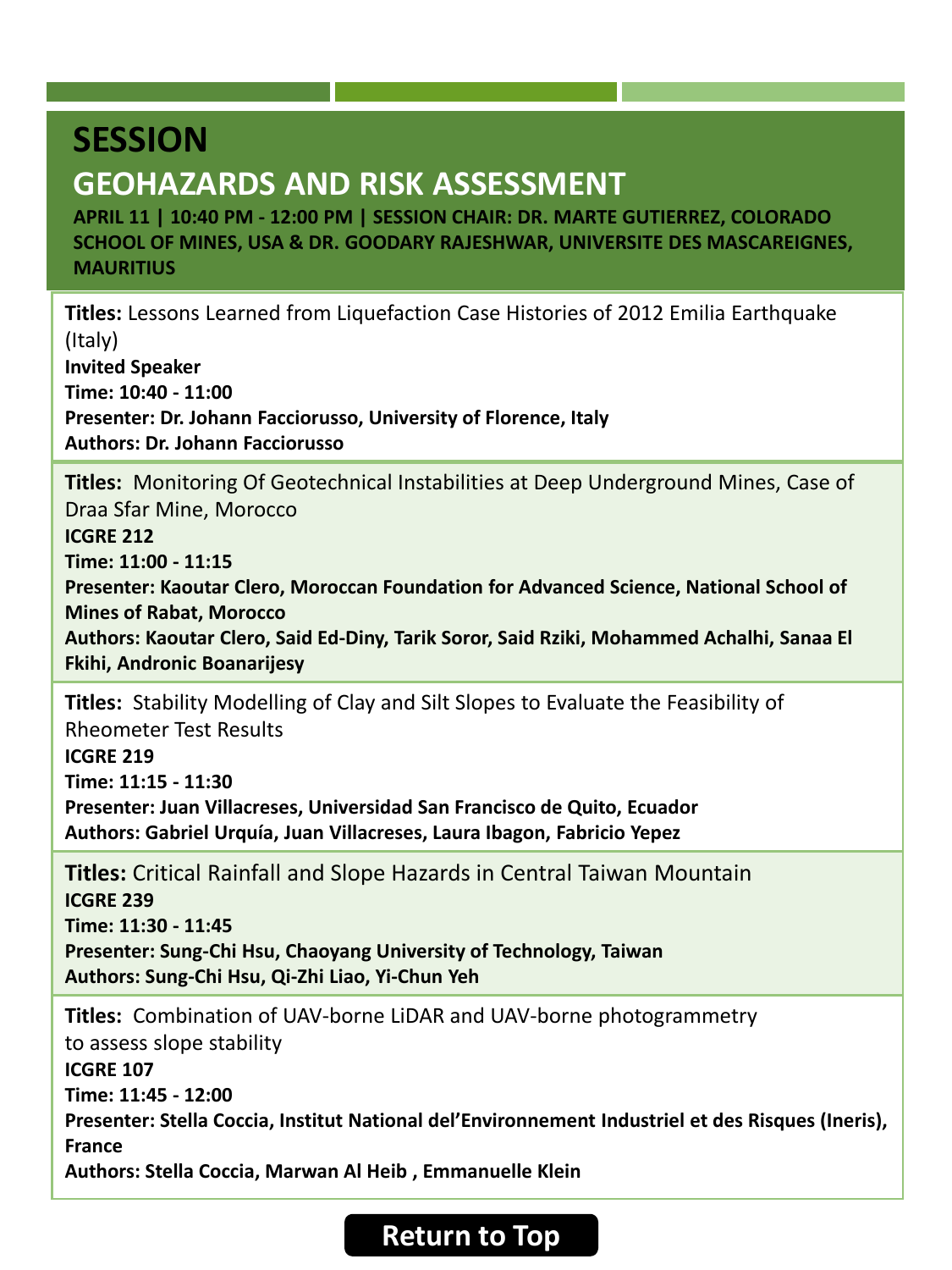# SESSION

## GEOHAZARDS AND RISK ASSESSMENT

**APRIL 11 | 10:40 PM - 12:00 PM | SESSION CHAIR: DR. MARTE GUTIERREZ, COLORADO SCHOOL OF MINES, USA & DR. GOODARY RAJESHWAR, UNIVERSITE DES MASCAREIGNES, MAURITIUS**

**Titles:** Lessons Learned from Liquefaction Case Histories of 2012 Emilia Earthquake (Italy)
**Invited Speaker**
**Time: 10:40 - 11:00**
**Presenter: Dr. Johann Facciorusso, University of Florence, Italy**
**Authors: Dr. Johann Facciorusso**

**Titles:** Monitoring Of Geotechnical Instabilities at Deep Underground Mines, Case of Draa Sfar Mine, Morocco
**ICGRE 212**
**Time: 11:00 - 11:15**
**Presenter: Kaoutar Clero, Moroccan Foundation for Advanced Science, National School of Mines of Rabat, Morocco**
**Authors: Kaoutar Clero, Said Ed-Diny, Tarik Soror, Said Rziki, Mohammed Achalhi, Sanaa El Fkihi, Andronic Boanarijesy**

**Titles:** Stability Modelling of Clay and Silt Slopes to Evaluate the Feasibility of Rheometer Test Results
**ICGRE 219**
**Time: 11:15 - 11:30**
**Presenter: Juan Villacreses, Universidad San Francisco de Quito, Ecuador**
**Authors: Gabriel Urquía, Juan Villacreses, Laura Ibagon, Fabricio Yepez**

**Titles:** Critical Rainfall and Slope Hazards in Central Taiwan Mountain
**ICGRE 239**
**Time: 11:30 - 11:45**
**Presenter: Sung-Chi Hsu, Chaoyang University of Technology, Taiwan**
**Authors: Sung-Chi Hsu, Qi-Zhi Liao, Yi-Chun Yeh**

**Titles:** Combination of UAV-borne LiDAR and UAV-borne photogrammetry to assess slope stability
**ICGRE 107**
**Time: 11:45 - 12:00**
**Presenter: Stella Coccia, Institut National del'Environnement Industriel et des Risques (Ineris), France**
**Authors: Stella Coccia, Marwan Al Heib , Emmanuelle Klein**

Return to Top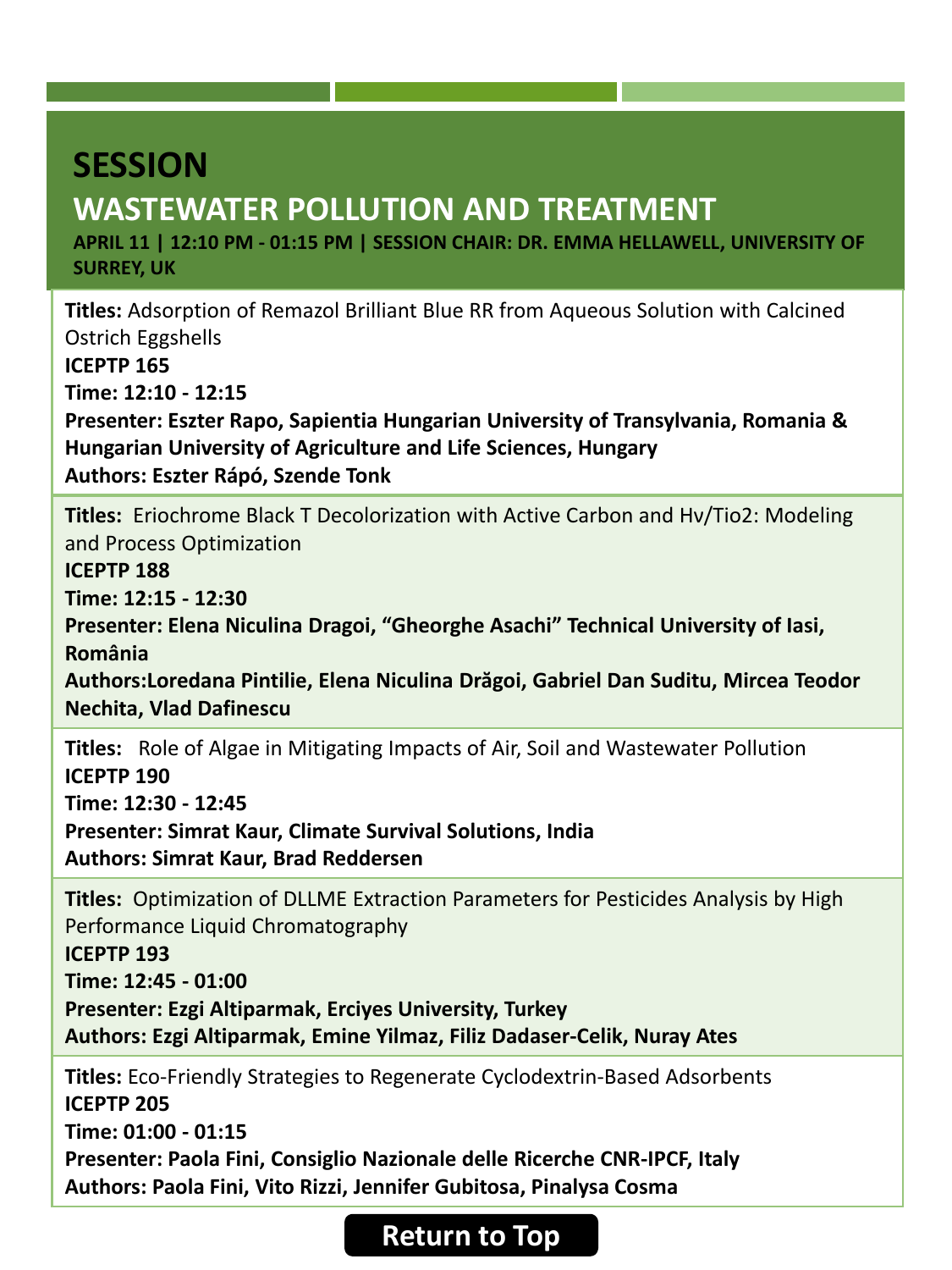# SESSION

## WASTEWATER POLLUTION AND TREATMENT

**APRIL 11 | 12:10 PM - 01:15 PM | SESSION CHAIR: DR. EMMA HELLAWELL, UNIVERSITY OF SURREY, UK**

**Titles:** Adsorption of Remazol Brilliant Blue RR from Aqueous Solution with Calcined Ostrich Eggshells
**ICEPTP 165**
**Time: 12:10 - 12:15**
**Presenter: Eszter Rapo, Sapientia Hungarian University of Transylvania, Romania & Hungarian University of Agriculture and Life Sciences, Hungary**
**Authors: Eszter Rápó, Szende Tonk**

**Titles:** Eriochrome Black T Decolorization with Active Carbon and Hv/Tio2: Modeling and Process Optimization
**ICEPTP 188**
**Time: 12:15 - 12:30**
**Presenter: Elena Niculina Dragoi, "Gheorghe Asachi" Technical University of Iasi, România**
**Authors:Loredana Pintilie, Elena Niculina Drăgoi, Gabriel Dan Suditu, Mircea Teodor Nechita, Vlad Dafinescu**

**Titles:** Role of Algae in Mitigating Impacts of Air, Soil and Wastewater Pollution
**ICEPTP 190**
**Time: 12:30 - 12:45**
**Presenter: Simrat Kaur, Climate Survival Solutions, India**
**Authors: Simrat Kaur, Brad Reddersen**

**Titles:** Optimization of DLLME Extraction Parameters for Pesticides Analysis by High Performance Liquid Chromatography
**ICEPTP 193**
**Time: 12:45 - 01:00**
**Presenter: Ezgi Altiparmak, Erciyes University, Turkey**
**Authors: Ezgi Altiparmak, Emine Yilmaz, Filiz Dadaser-Celik, Nuray Ates**

**Titles:** Eco-Friendly Strategies to Regenerate Cyclodextrin-Based Adsorbents
**ICEPTP 205**
**Time: 01:00 - 01:15**
**Presenter: Paola Fini, Consiglio Nazionale delle Ricerche CNR-IPCF, Italy**
**Authors: Paola Fini, Vito Rizzi, Jennifer Gubitosa, Pinalysa Cosma**

Return to Top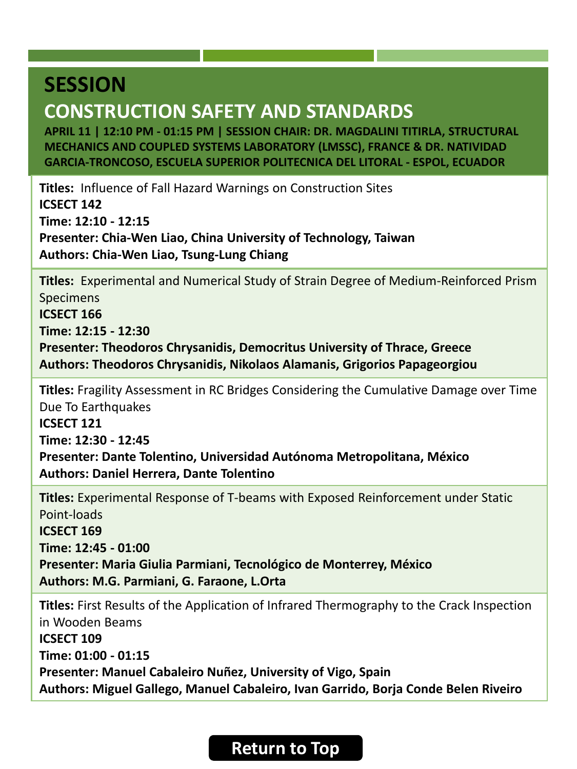# SESSION

## CONSTRUCTION SAFETY AND STANDARDS

**APRIL 11 | 12:10 PM - 01:15 PM | SESSION CHAIR: DR. MAGDALINI TITIRLA, STRUCTURAL MECHANICS AND COUPLED SYSTEMS LABORATORY (LMSSC), FRANCE & DR. NATIVIDAD GARCIA-TRONCOSO, ESCUELA SUPERIOR POLITECNICA DEL LITORAL - ESPOL, ECUADOR**

**Titles:** Influence of Fall Hazard Warnings on Construction Sites
**ICSECT 142**
**Time: 12:10 - 12:15**
**Presenter: Chia-Wen Liao, China University of Technology, Taiwan**
**Authors: Chia-Wen Liao, Tsung-Lung Chiang**

**Titles:** Experimental and Numerical Study of Strain Degree of Medium-Reinforced Prism Specimens
**ICSECT 166**
**Time: 12:15 - 12:30**
**Presenter: Theodoros Chrysanidis, Democritus University of Thrace, Greece**
**Authors: Theodoros Chrysanidis, Nikolaos Alamanis, Grigorios Papageorgiou**

**Titles:** Fragility Assessment in RC Bridges Considering the Cumulative Damage over Time Due To Earthquakes
**ICSECT 121**
**Time: 12:30 - 12:45**
**Presenter: Dante Tolentino, Universidad Autónoma Metropolitana, México**
**Authors: Daniel Herrera, Dante Tolentino**

**Titles:** Experimental Response of T-beams with Exposed Reinforcement under Static Point-loads
**ICSECT 169**
**Time: 12:45 - 01:00**
**Presenter: Maria Giulia Parmiani, Tecnológico de Monterrey, México**
**Authors: M.G. Parmiani, G. Faraone, L.Orta**

**Titles:** First Results of the Application of Infrared Thermography to the Crack Inspection in Wooden Beams
**ICSECT 109**
**Time: 01:00 - 01:15**
**Presenter: Manuel Cabaleiro Nuñez, University of Vigo, Spain**
**Authors: Miguel Gallego, Manuel Cabaleiro, Ivan Garrido, Borja Conde Belen Riveiro**

Return to Top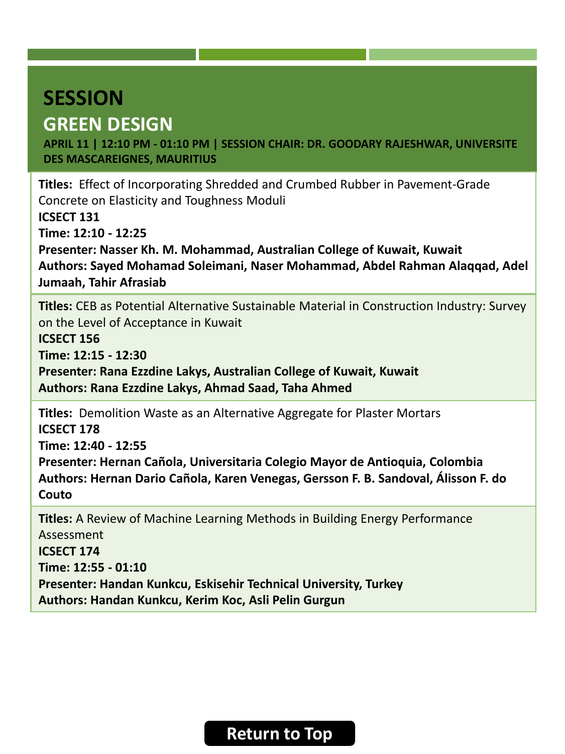# SESSION

## GREEN DESIGN

**APRIL 11 | 12:10 PM - 01:10 PM | SESSION CHAIR: DR. GOODARY RAJESHWAR, UNIVERSITE DES MASCAREIGNES, MAURITIUS**

**Titles:** Effect of Incorporating Shredded and Crumbed Rubber in Pavement-Grade Concrete on Elasticity and Toughness Moduli
**ICSECT 131**
**Time: 12:10 - 12:25**
**Presenter: Nasser Kh. M. Mohammad, Australian College of Kuwait, Kuwait**
**Authors: Sayed Mohamad Soleimani, Naser Mohammad, Abdel Rahman Alaqqad, Adel Jumaah, Tahir Afrasiab**

**Titles:** CEB as Potential Alternative Sustainable Material in Construction Industry: Survey on the Level of Acceptance in Kuwait
**ICSECT 156**
**Time: 12:15 - 12:30**
**Presenter: Rana Ezzdine Lakys, Australian College of Kuwait, Kuwait**
**Authors: Rana Ezzdine Lakys, Ahmad Saad, Taha Ahmed**

**Titles:** Demolition Waste as an Alternative Aggregate for Plaster Mortars
**ICSECT 178**
**Time: 12:40 - 12:55**
**Presenter: Hernan Cañola, Universitaria Colegio Mayor de Antioquia, Colombia**
**Authors: Hernan Dario Cañola, Karen Venegas, Gersson F. B. Sandoval, Álisson F. do Couto**

**Titles:** A Review of Machine Learning Methods in Building Energy Performance Assessment
**ICSECT 174**
**Time: 12:55 - 01:10**
**Presenter: Handan Kunkcu, Eskisehir Technical University, Turkey**
**Authors: Handan Kunkcu, Kerim Koc, Asli Pelin Gurgun**

Return to Top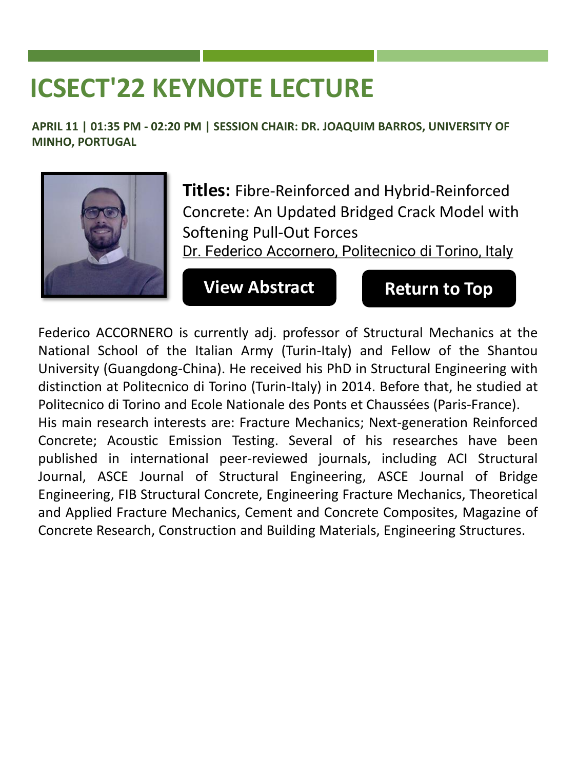# ICSECT'22 KEYNOTE LECTURE

**APRIL 11 | 01:35 PM - 02:20 PM | SESSION CHAIR: DR. JOAQUIM BARROS, UNIVERSITY OF MINHO, PORTUGAL**

**Titles:** Fibre-Reinforced and Hybrid-Reinforced Concrete: An Updated Bridged Crack Model with Softening Pull-Out Forces

Dr. Federico Accornero, Politecnico di Torino, Italy

**View Abstract** **Return to Top**

Federico ACCORNERO is currently adj. professor of Structural Mechanics at the National School of the Italian Army (Turin-Italy) and Fellow of the Shantou University (Guangdong-China). He received his PhD in Structural Engineering with distinction at Politecnico di Torino (Turin-Italy) in 2014. Before that, he studied at Politecnico di Torino and Ecole Nationale des Ponts et Chaussées (Paris-France).

His main research interests are: Fracture Mechanics; Next-generation Reinforced Concrete; Acoustic Emission Testing. Several of his researches have been published in international peer-reviewed journals, including ACI Structural Journal, ASCE Journal of Structural Engineering, ASCE Journal of Bridge Engineering, FIB Structural Concrete, Engineering Fracture Mechanics, Theoretical and Applied Fracture Mechanics, Cement and Concrete Composites, Magazine of Concrete Research, Construction and Building Materials, Engineering Structures.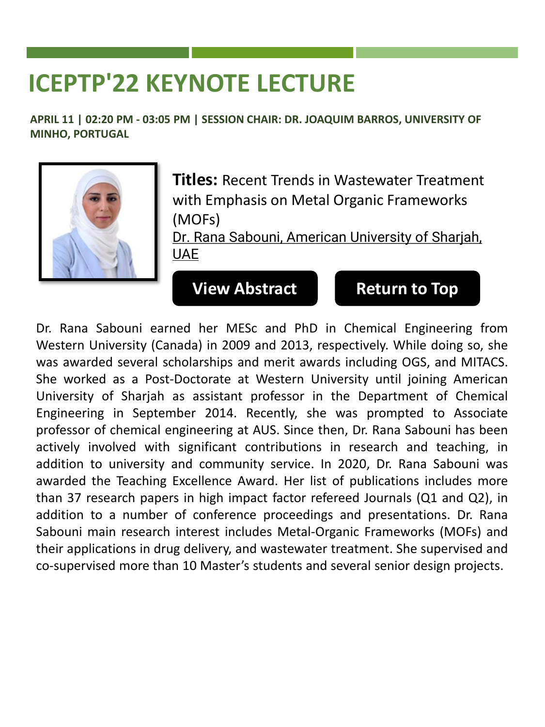# ICEPTP'22 KEYNOTE LECTURE

**APRIL 11 | 02:20 PM - 03:05 PM | SESSION CHAIR: DR. JOAQUIM BARROS, UNIVERSITY OF MINHO, PORTUGAL**

**Titles:** Recent Trends in Wastewater Treatment with Emphasis on Metal Organic Frameworks (MOFs)

Dr. Rana Sabouni, American University of Sharjah, UAE

**View Abstract** **Return to Top**

Dr. Rana Sabouni earned her MESc and PhD in Chemical Engineering from Western University (Canada) in 2009 and 2013, respectively. While doing so, she was awarded several scholarships and merit awards including OGS, and MITACS. She worked as a Post-Doctorate at Western University until joining American University of Sharjah as assistant professor in the Department of Chemical Engineering in September 2014. Recently, she was prompted to Associate professor of chemical engineering at AUS. Since then, Dr. Rana Sabouni has been actively involved with significant contributions in research and teaching, in addition to university and community service. In 2020, Dr. Rana Sabouni was awarded the Teaching Excellence Award. Her list of publications includes more than 37 research papers in high impact factor refereed Journals (Q1 and Q2), in addition to a number of conference proceedings and presentations. Dr. Rana Sabouni main research interest includes Metal-Organic Frameworks (MOFs) and their applications in drug delivery, and wastewater treatment. She supervised and co-supervised more than 10 Master's students and several senior design projects.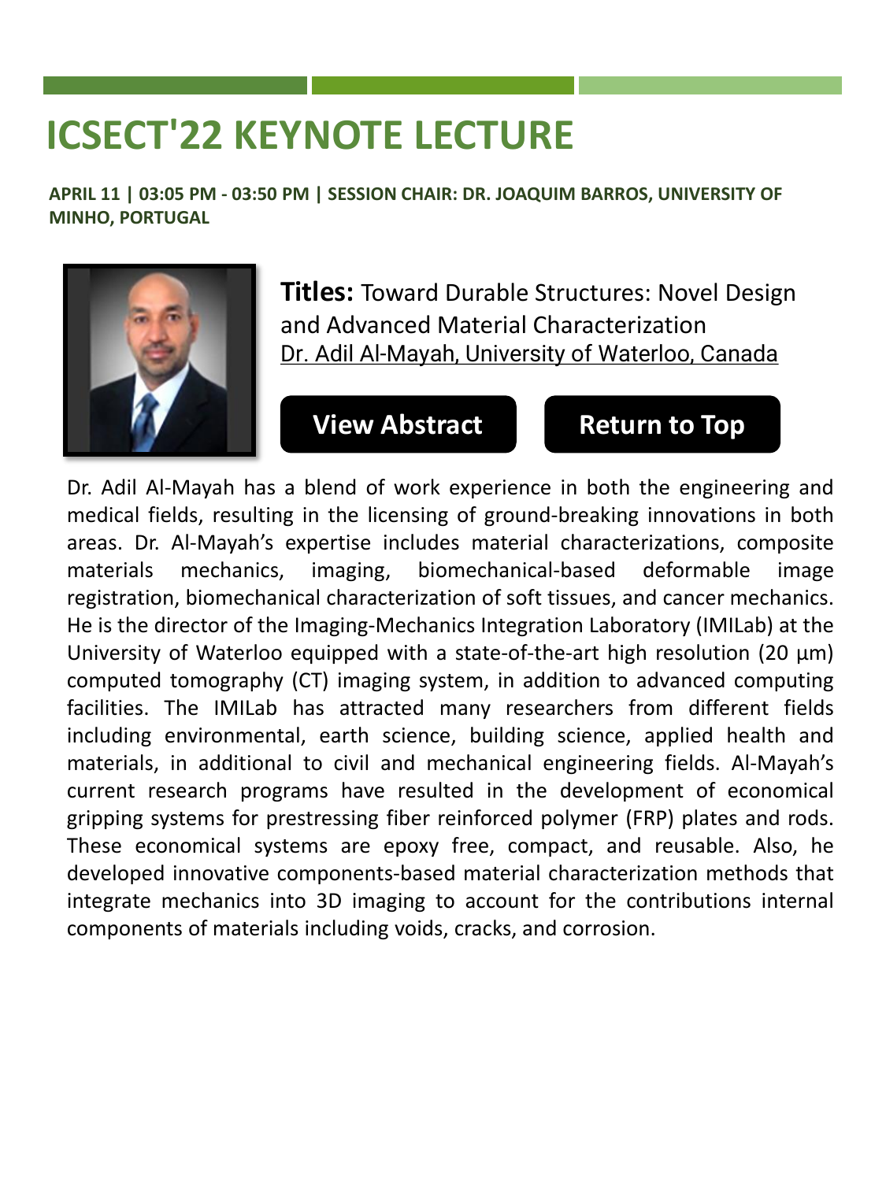# ICSECT'22 KEYNOTE LECTURE

**APRIL 11 | 03:05 PM - 03:50 PM | SESSION CHAIR: DR. JOAQUIM BARROS, UNIVERSITY OF MINHO, PORTUGAL**

**Titles:** Toward Durable Structures: Novel Design and Advanced Material Characterization
Dr. Adil Al-Mayah, University of Waterloo, Canada

**View Abstract** **Return to Top**

Dr. Adil Al-Mayah has a blend of work experience in both the engineering and medical fields, resulting in the licensing of ground-breaking innovations in both areas. Dr. Al-Mayah's expertise includes material characterizations, composite materials mechanics, imaging, biomechanical-based deformable image registration, biomechanical characterization of soft tissues, and cancer mechanics. He is the director of the Imaging-Mechanics Integration Laboratory (IMILab) at the University of Waterloo equipped with a state-of-the-art high resolution (20 µm) computed tomography (CT) imaging system, in addition to advanced computing facilities. The IMILab has attracted many researchers from different fields including environmental, earth science, building science, applied health and materials, in additional to civil and mechanical engineering fields. Al-Mayah's current research programs have resulted in the development of economical gripping systems for prestressing fiber reinforced polymer (FRP) plates and rods. These economical systems are epoxy free, compact, and reusable. Also, he developed innovative components-based material characterization methods that integrate mechanics into 3D imaging to account for the contributions internal components of materials including voids, cracks, and corrosion.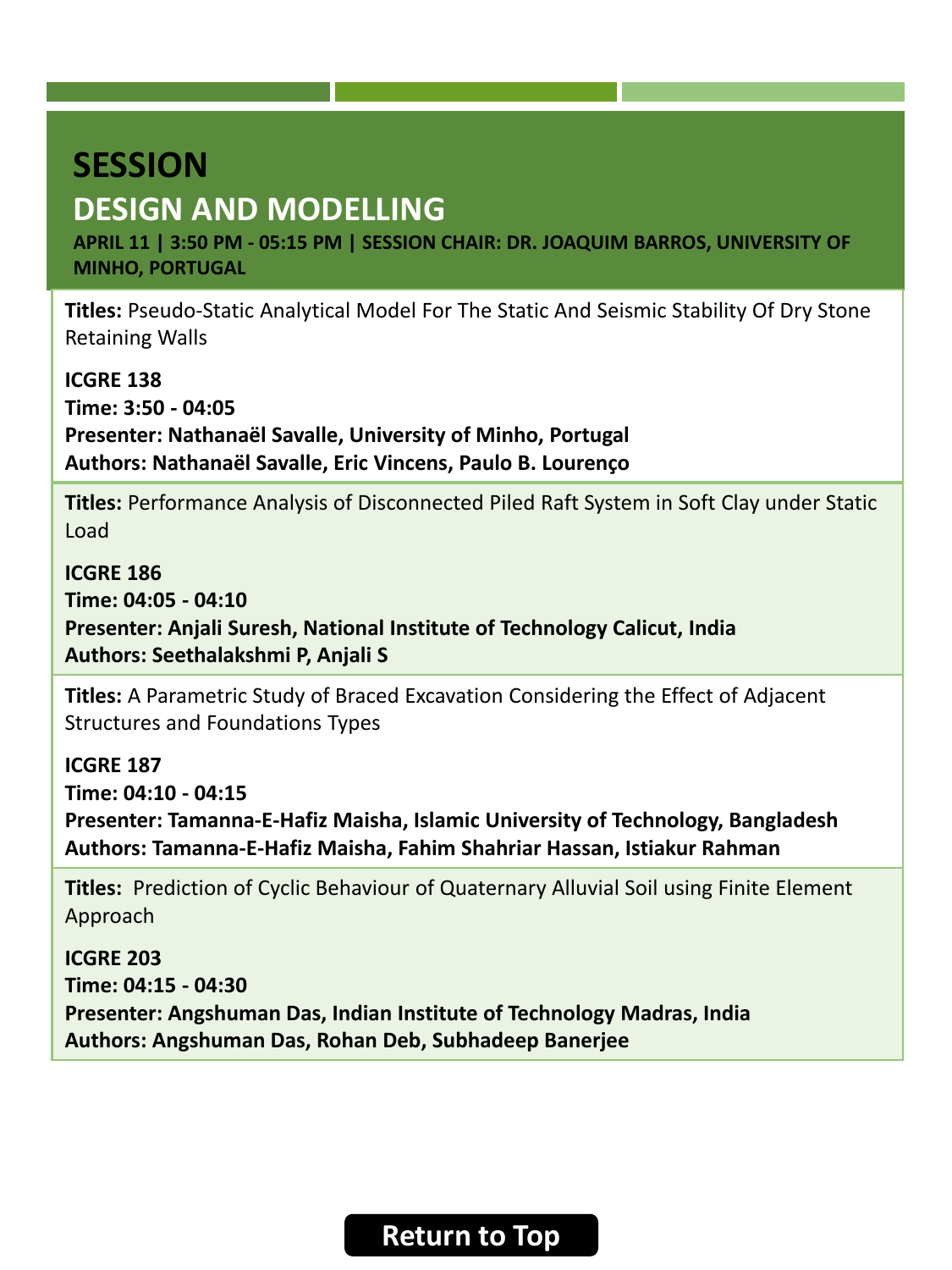# SESSION

## DESIGN AND MODELLING

**APRIL 11 | 3:50 PM - 05:15 PM | SESSION CHAIR: DR. JOAQUIM BARROS, UNIVERSITY OF MINHO, PORTUGAL**

**Titles:** Pseudo-Static Analytical Model For The Static And Seismic Stability Of Dry Stone Retaining Walls

**ICGRE 138**
**Time: 3:50 - 04:05**
**Presenter: Nathanaël Savalle, University of Minho, Portugal**
**Authors: Nathanaël Savalle, Eric Vincens, Paulo B. Lourenço**

**Titles:** Performance Analysis of Disconnected Piled Raft System in Soft Clay under Static Load

**ICGRE 186**
**Time: 04:05 - 04:10**
**Presenter: Anjali Suresh, National Institute of Technology Calicut, India**
**Authors: Seethalakshmi P, Anjali S**

**Titles:** A Parametric Study of Braced Excavation Considering the Effect of Adjacent Structures and Foundations Types

**ICGRE 187**
**Time: 04:10 - 04:15**
**Presenter: Tamanna-E-Hafiz Maisha, Islamic University of Technology, Bangladesh**
**Authors: Tamanna-E-Hafiz Maisha, Fahim Shahriar Hassan, Istiakur Rahman**

**Titles:** Prediction of Cyclic Behaviour of Quaternary Alluvial Soil using Finite Element Approach

**ICGRE 203**
**Time: 04:15 - 04:30**
**Presenter: Angshuman Das, Indian Institute of Technology Madras, India**
**Authors: Angshuman Das, Rohan Deb, Subhadeep Banerjee**

Return to Top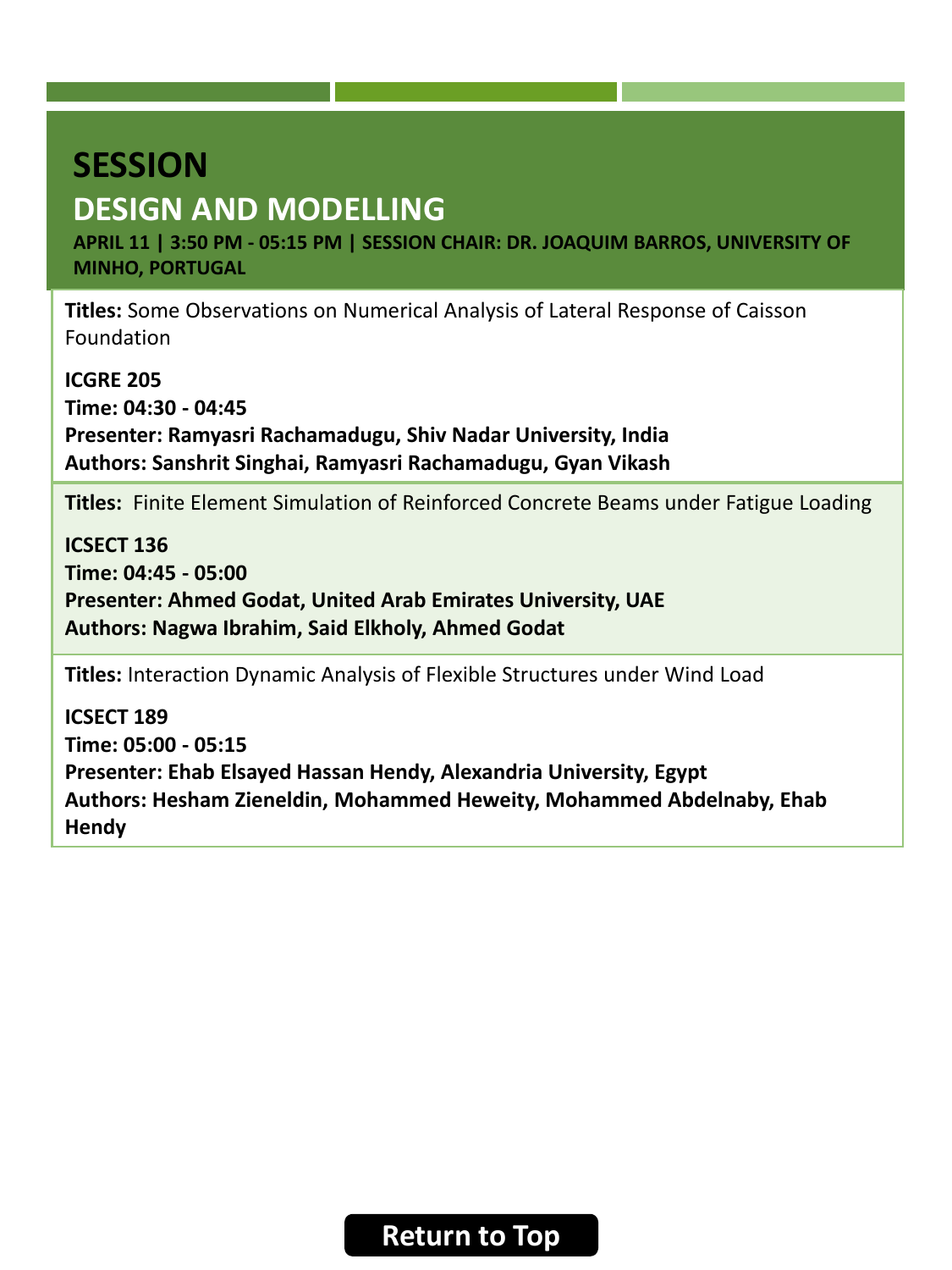# SESSION

## DESIGN AND MODELLING

**APRIL 11 | 3:50 PM - 05:15 PM | SESSION CHAIR: DR. JOAQUIM BARROS, UNIVERSITY OF MINHO, PORTUGAL**

**Titles:** Some Observations on Numerical Analysis of Lateral Response of Caisson Foundation

**ICGRE 205**
**Time: 04:30 - 04:45**
**Presenter: Ramyasri Rachamadugu, Shiv Nadar University, India**
**Authors: Sanshrit Singhai, Ramyasri Rachamadugu, Gyan Vikash**

**Titles:** Finite Element Simulation of Reinforced Concrete Beams under Fatigue Loading

**ICSECT 136**
**Time: 04:45 - 05:00**
**Presenter: Ahmed Godat, United Arab Emirates University, UAE**
**Authors: Nagwa Ibrahim, Said Elkholy, Ahmed Godat**

**Titles:** Interaction Dynamic Analysis of Flexible Structures under Wind Load

**ICSECT 189**
**Time: 05:00 - 05:15**
**Presenter: Ehab Elsayed Hassan Hendy, Alexandria University, Egypt**
**Authors: Hesham Zieneldin, Mohammed Heweity, Mohammed Abdelnaby, Ehab Hendy**

Return to Top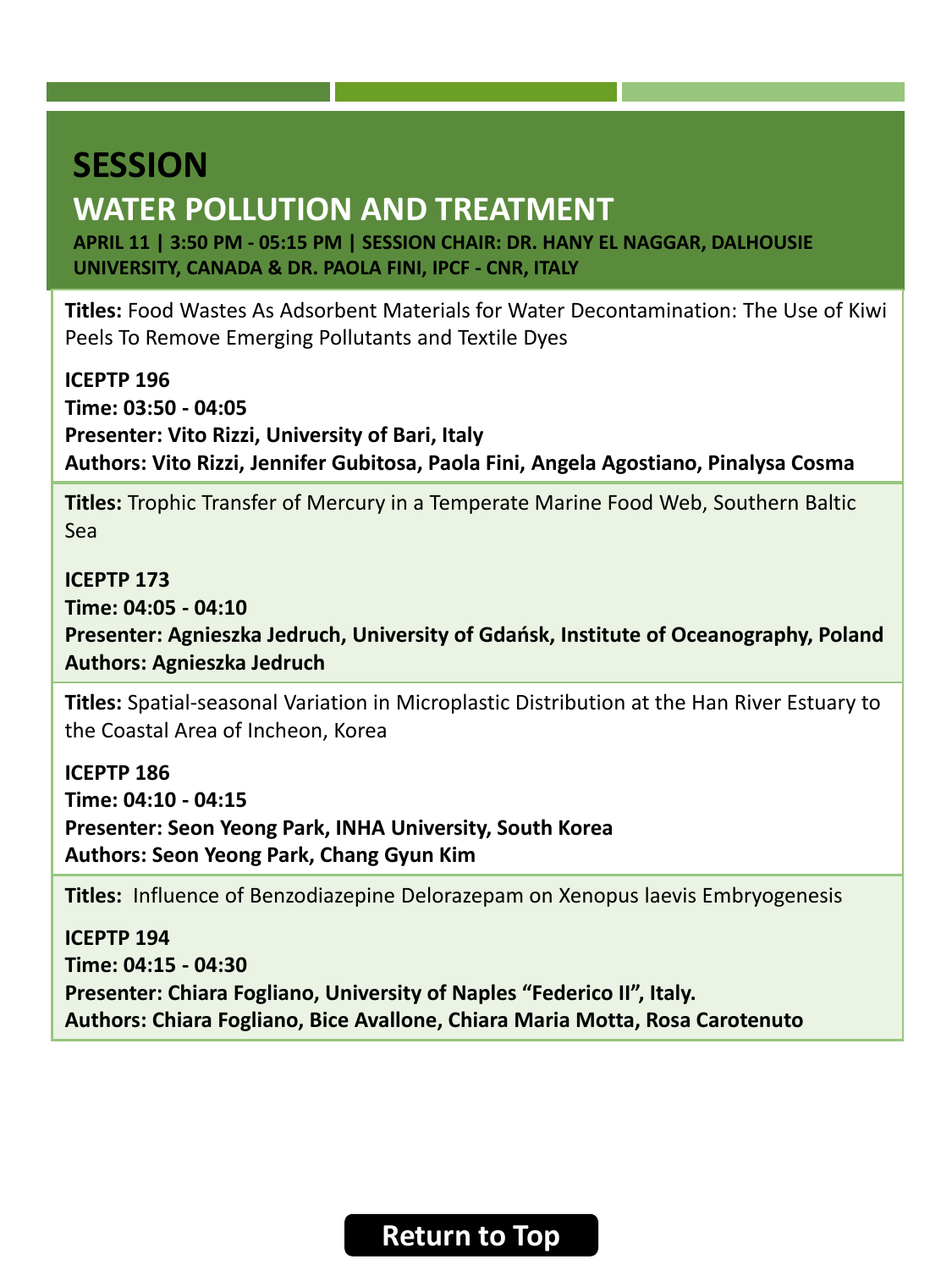# SESSION

## WATER POLLUTION AND TREATMENT

**APRIL 11 | 3:50 PM - 05:15 PM | SESSION CHAIR: DR. HANY EL NAGGAR, DALHOUSIE UNIVERSITY, CANADA & DR. PAOLA FINI, IPCF - CNR, ITALY**

**Titles:** Food Wastes As Adsorbent Materials for Water Decontamination: The Use of Kiwi Peels To Remove Emerging Pollutants and Textile Dyes

**ICEPTP 196**
**Time: 03:50 - 04:05**
**Presenter: Vito Rizzi, University of Bari, Italy**
**Authors: Vito Rizzi, Jennifer Gubitosa, Paola Fini, Angela Agostiano, Pinalysa Cosma**

**Titles:** Trophic Transfer of Mercury in a Temperate Marine Food Web, Southern Baltic Sea

**ICEPTP 173**
**Time: 04:05 - 04:10**
**Presenter: Agnieszka Jedruch, University of Gdańsk, Institute of Oceanography, Poland**
**Authors: Agnieszka Jedruch**

**Titles:** Spatial-seasonal Variation in Microplastic Distribution at the Han River Estuary to the Coastal Area of Incheon, Korea

**ICEPTP 186**
**Time: 04:10 - 04:15**
**Presenter: Seon Yeong Park, INHA University, South Korea**
**Authors: Seon Yeong Park, Chang Gyun Kim**

**Titles:** Influence of Benzodiazepine Delorazepam on Xenopus laevis Embryogenesis

**ICEPTP 194**
**Time: 04:15 - 04:30**
**Presenter: Chiara Fogliano, University of Naples "Federico II", Italy.**
**Authors: Chiara Fogliano, Bice Avallone, Chiara Maria Motta, Rosa Carotenuto**

Return to Top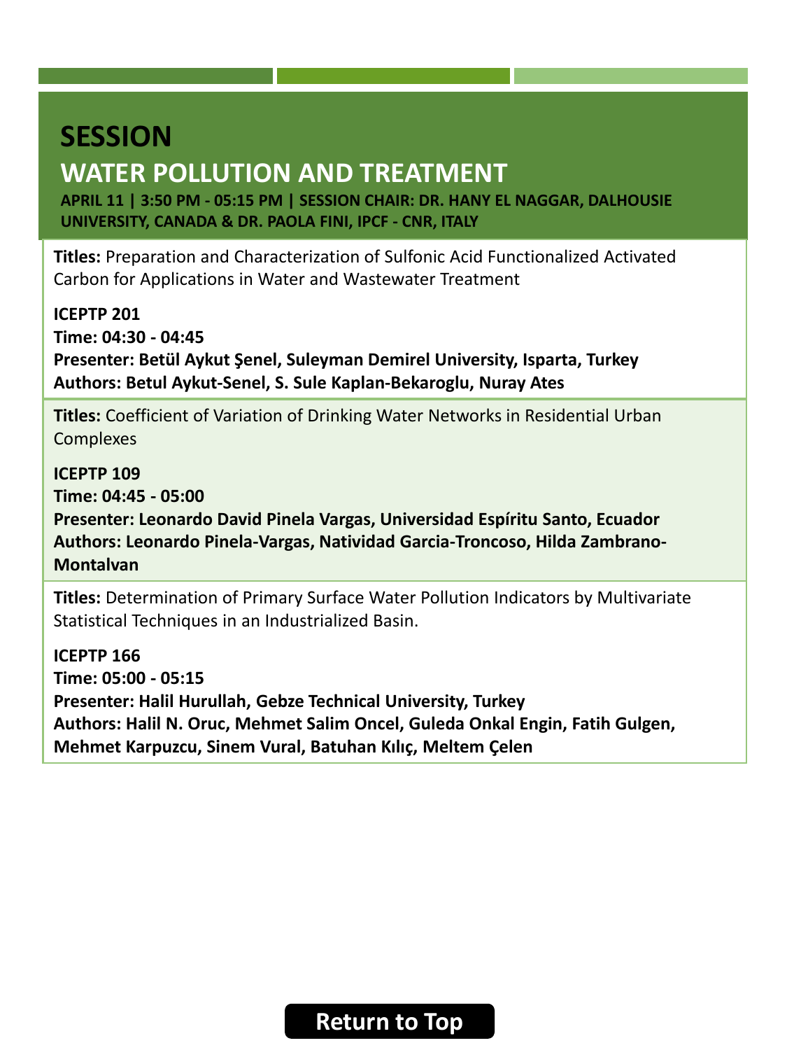# SESSION

## WATER POLLUTION AND TREATMENT

**APRIL 11 | 3:50 PM - 05:15 PM | SESSION CHAIR: DR. HANY EL NAGGAR, DALHOUSIE UNIVERSITY, CANADA & DR. PAOLA FINI, IPCF - CNR, ITALY**

**Titles:** Preparation and Characterization of Sulfonic Acid Functionalized Activated Carbon for Applications in Water and Wastewater Treatment

**ICEPTP 201**
**Time: 04:30 - 04:45**
**Presenter: Betül Aykut Şenel, Suleyman Demirel University, Isparta, Turkey**
**Authors: Betul Aykut-Senel, S. Sule Kaplan-Bekaroglu, Nuray Ates**

**Titles:** Coefficient of Variation of Drinking Water Networks in Residential Urban Complexes

**ICEPTP 109**
**Time: 04:45 - 05:00**
**Presenter: Leonardo David Pinela Vargas, Universidad Espíritu Santo, Ecuador**
**Authors: Leonardo Pinela-Vargas, Natividad Garcia-Troncoso, Hilda Zambrano-Montalvan**

**Titles:** Determination of Primary Surface Water Pollution Indicators by Multivariate Statistical Techniques in an Industrialized Basin.

**ICEPTP 166**
**Time: 05:00 - 05:15**
**Presenter: Halil Hurullah, Gebze Technical University, Turkey**
**Authors: Halil N. Oruc, Mehmet Salim Oncel, Guleda Onkal Engin, Fatih Gulgen, Mehmet Karpuzcu, Sinem Vural, Batuhan Kılıç, Meltem Çelen**

Return to Top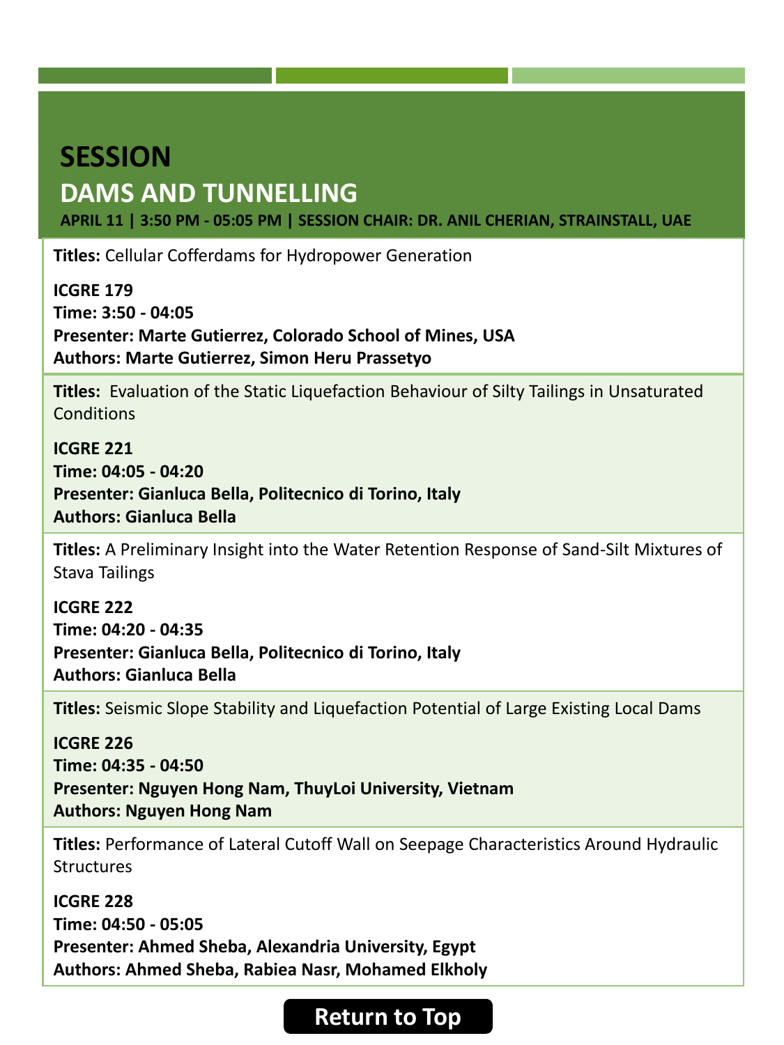# SESSION

## DAMS AND TUNNELLING

**APRIL 11 | 3:50 PM - 05:05 PM | SESSION CHAIR: DR. ANIL CHERIAN, STRAINSTALL, UAE**

**Titles:** Cellular Cofferdams for Hydropower Generation

**ICGRE 179**
**Time: 3:50 - 04:05**
**Presenter: Marte Gutierrez, Colorado School of Mines, USA**
**Authors: Marte Gutierrez, Simon Heru Prassetyo**

**Titles:** Evaluation of the Static Liquefaction Behaviour of Silty Tailings in Unsaturated Conditions

**ICGRE 221**
**Time: 04:05 - 04:20**
**Presenter: Gianluca Bella, Politecnico di Torino, Italy**
**Authors: Gianluca Bella**

**Titles:** A Preliminary Insight into the Water Retention Response of Sand-Silt Mixtures of Stava Tailings

**ICGRE 222**
**Time: 04:20 - 04:35**
**Presenter: Gianluca Bella, Politecnico di Torino, Italy**
**Authors: Gianluca Bella**

**Titles:** Seismic Slope Stability and Liquefaction Potential of Large Existing Local Dams

**ICGRE 226**
**Time: 04:35 - 04:50**
**Presenter: Nguyen Hong Nam, ThuyLoi University, Vietnam**
**Authors: Nguyen Hong Nam**

**Titles:** Performance of Lateral Cutoff Wall on Seepage Characteristics Around Hydraulic Structures

**ICGRE 228**
**Time: 04:50 - 05:05**
**Presenter: Ahmed Sheba, Alexandria University, Egypt**
**Authors: Ahmed Sheba, Rabiea Nasr, Mohamed Elkholy**

Return to Top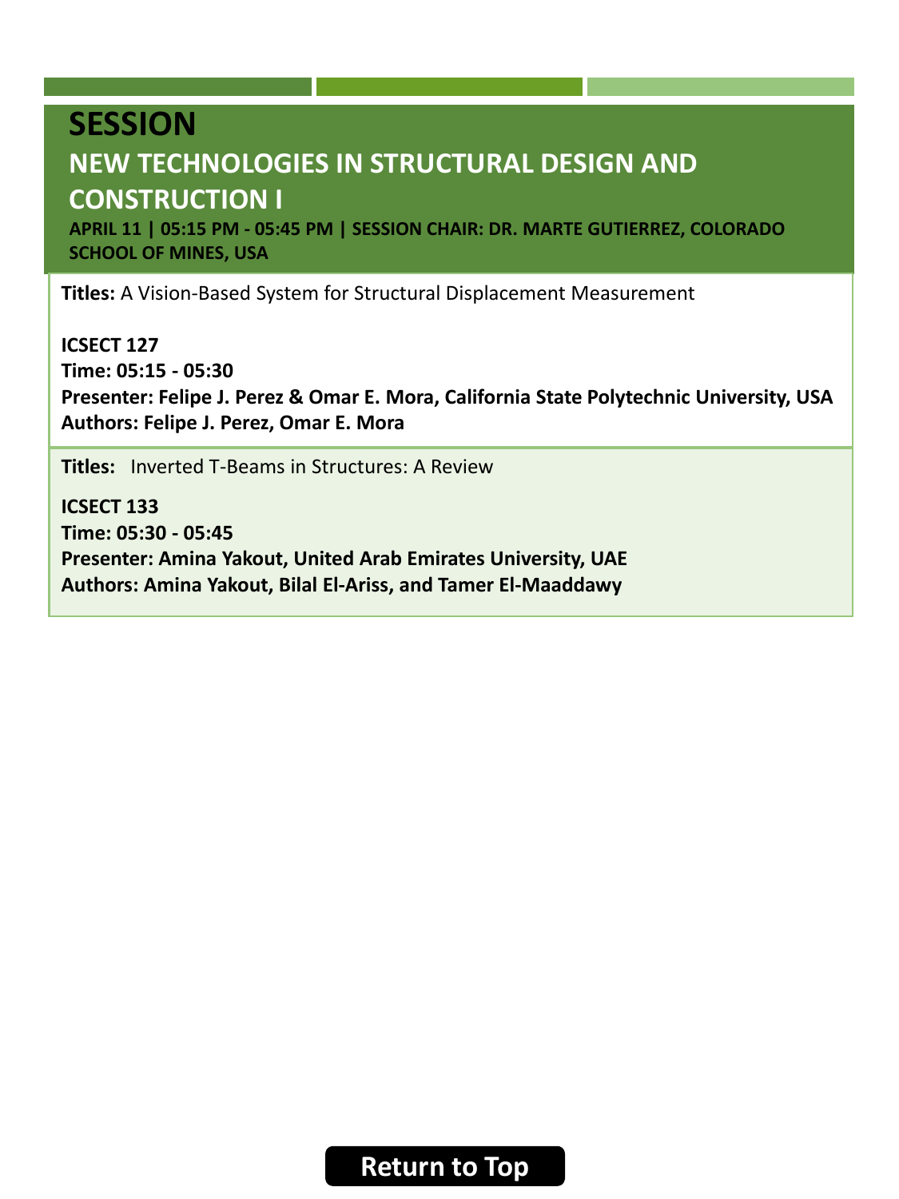# SESSION

## NEW TECHNOLOGIES IN STRUCTURAL DESIGN AND CONSTRUCTION I

**APRIL 11 | 05:15 PM - 05:45 PM | SESSION CHAIR: DR. MARTE GUTIERREZ, COLORADO SCHOOL OF MINES, USA**

**Titles:** A Vision-Based System for Structural Displacement Measurement

**ICSECT 127**
**Time: 05:15 - 05:30**
**Presenter: Felipe J. Perez & Omar E. Mora, California State Polytechnic University, USA**
**Authors: Felipe J. Perez, Omar E. Mora**

**Titles:** Inverted T-Beams in Structures: A Review

**ICSECT 133**
**Time: 05:30 - 05:45**
**Presenter: Amina Yakout, United Arab Emirates University, UAE**
**Authors: Amina Yakout, Bilal El-Ariss, and Tamer El-Maaddawy**

Return to Top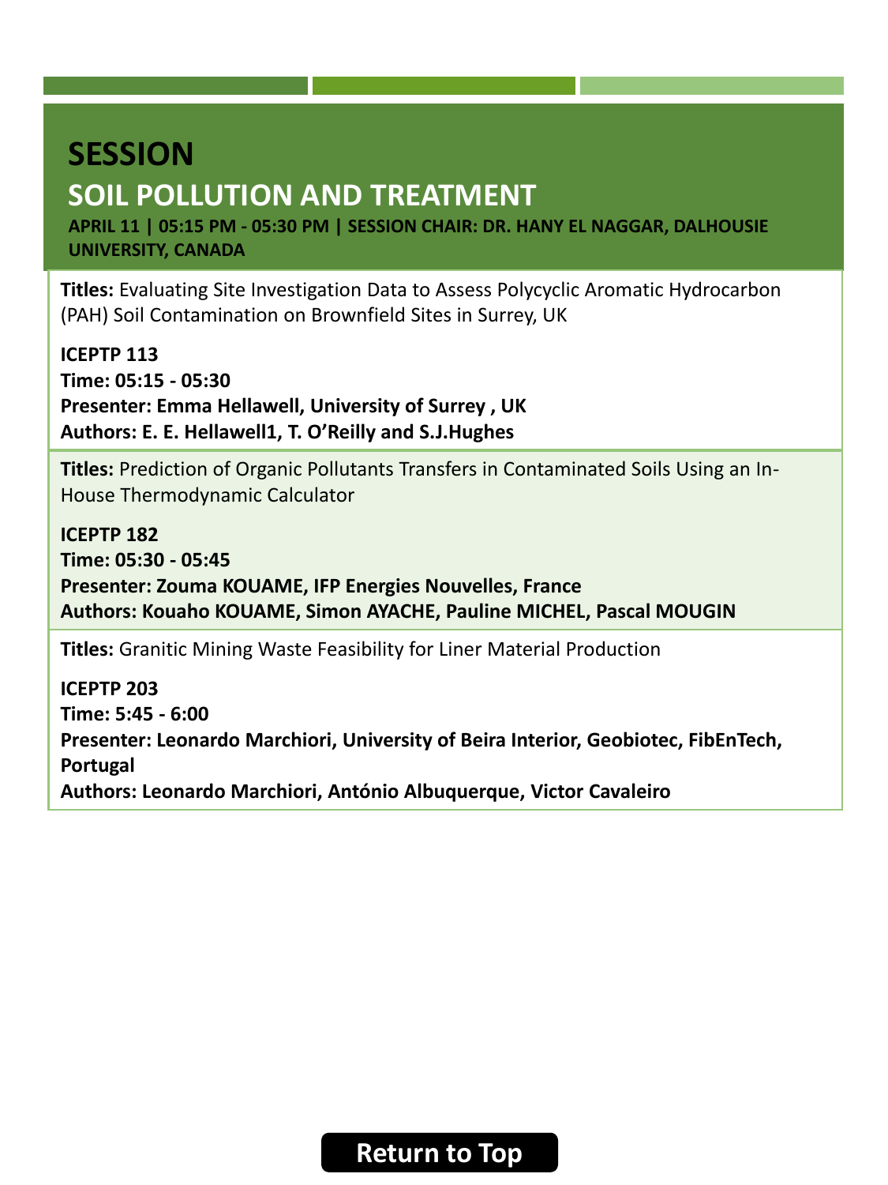# SESSION

## SOIL POLLUTION AND TREATMENT

**APRIL 11 | 05:15 PM - 05:30 PM | SESSION CHAIR: DR. HANY EL NAGGAR, DALHOUSIE UNIVERSITY, CANADA**

**Titles:** Evaluating Site Investigation Data to Assess Polycyclic Aromatic Hydrocarbon (PAH) Soil Contamination on Brownfield Sites in Surrey, UK

**ICEPTP 113**
**Time: 05:15 - 05:30**
**Presenter: Emma Hellawell, University of Surrey , UK**
**Authors: E. E. Hellawell1, T. O'Reilly and S.J.Hughes**

**Titles:** Prediction of Organic Pollutants Transfers in Contaminated Soils Using an In-House Thermodynamic Calculator

**ICEPTP 182**
**Time: 05:30 - 05:45**
**Presenter: Zouma KOUAME, IFP Energies Nouvelles, France**
**Authors: Kouaho KOUAME, Simon AYACHE, Pauline MICHEL, Pascal MOUGIN**

**Titles:** Granitic Mining Waste Feasibility for Liner Material Production

**ICEPTP 203**
**Time: 5:45 - 6:00**
**Presenter: Leonardo Marchiori, University of Beira Interior, Geobiotec, FibEnTech, Portugal**
**Authors: Leonardo Marchiori, António Albuquerque, Victor Cavaleiro**

Return to Top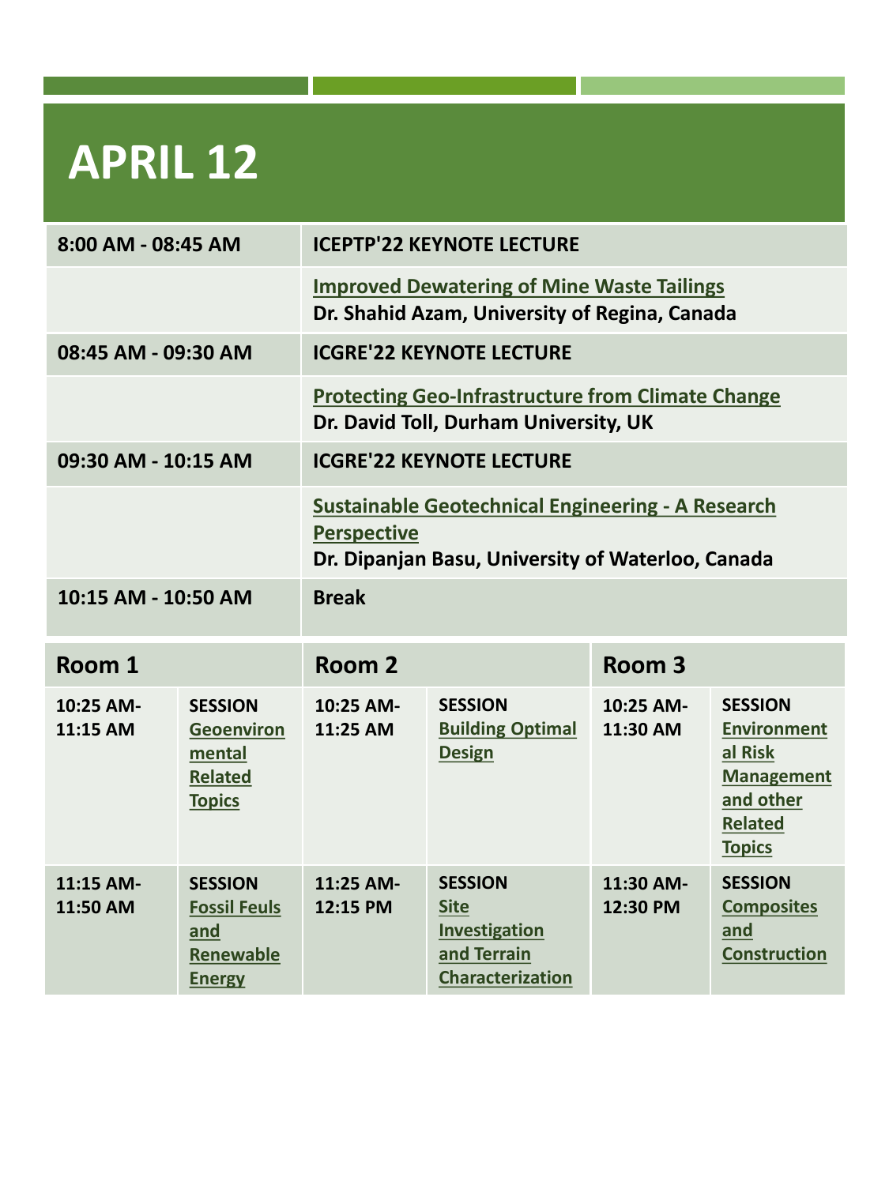# APRIL 12

| | |
|---|---|
| **8:00 AM - 08:45 AM** | **ICEPTP'22 KEYNOTE LECTURE** |
| | **Improved Dewatering of Mine Waste Tailings**<br>**Dr. Shahid Azam, University of Regina, Canada** |
| **08:45 AM - 09:30 AM** | **ICGRE'22 KEYNOTE LECTURE** |
| | **Protecting Geo-Infrastructure from Climate Change**<br>**Dr. David Toll, Durham University, UK** |
| **09:30 AM - 10:15 AM** | **ICGRE'22 KEYNOTE LECTURE** |
| | **Sustainable Geotechnical Engineering - A Research Perspective**<br>**Dr. Dipanjan Basu, University of Waterloo, Canada** |
| **10:15 AM - 10:50 AM** | **Break** |

| **Room 1** | | **Room 2** | | **Room 3** | |
|---|---|---|---|---|---|
| **10:25 AM-11:15 AM** | **SESSION Geoenvironmental Related Topics** | **10:25 AM-11:25 AM** | **SESSION Building Optimal Design** | **10:25 AM-11:30 AM** | **SESSION Environmental Risk Management and other Related Topics** |
| **11:15 AM-11:50 AM** | **SESSION Fossil Feuls and Renewable Energy** | **11:25 AM-12:15 PM** | **SESSION Site Investigation and Terrain Characterization** | **11:30 AM-12:30 PM** | **SESSION Composites and Construction** |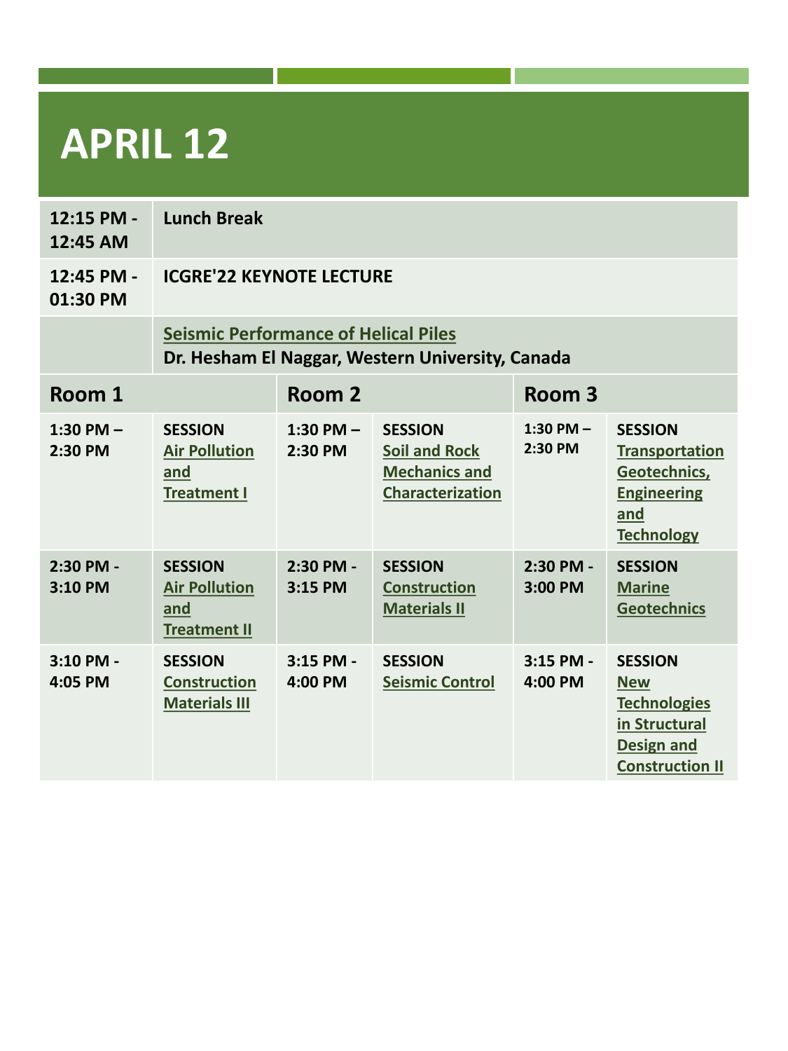# APRIL 12

| | |
|---|---|
| **12:15 PM - 12:45 AM** | **Lunch Break** |
| **12:45 PM - 01:30 PM** | **ICGRE'22 KEYNOTE LECTURE** |
| | **Seismic Performance of Helical Piles**<br>**Dr. Hesham El Naggar, Western University, Canada** |

| **Room 1** | | **Room 2** | | **Room 3** | |
|---|---|---|---|---|---|
| **1:30 PM – 2:30 PM** | **SESSION** **Air Pollution and Treatment I** | **1:30 PM – 2:30 PM** | **SESSION** **Soil and Rock Mechanics and Characterization** | **1:30 PM – 2:30 PM** | **SESSION** **Transportation Geotechnics, Engineering and Technology** |
| **2:30 PM - 3:10 PM** | **SESSION** **Air Pollution and Treatment II** | **2:30 PM - 3:15 PM** | **SESSION** **Construction Materials II** | **2:30 PM - 3:00 PM** | **SESSION** **Marine Geotechnics** |
| **3:10 PM - 4:05 PM** | **SESSION** **Construction Materials III** | **3:15 PM - 4:00 PM** | **SESSION** **Seismic Control** | **3:15 PM - 4:00 PM** | **SESSION** **New Technologies in Structural Design and Construction II** |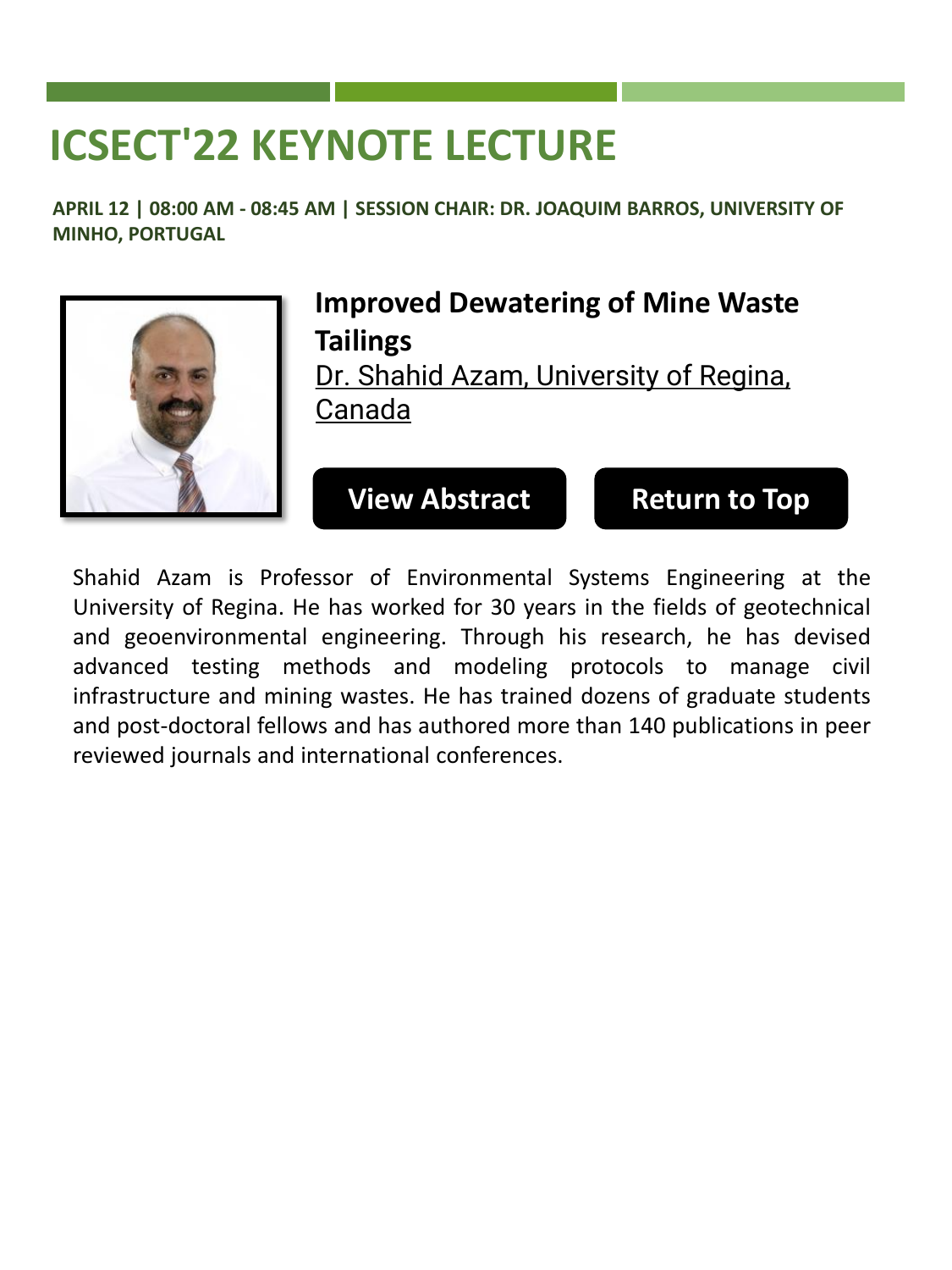# ICSECT'22 KEYNOTE LECTURE

**APRIL 12 | 08:00 AM - 08:45 AM | SESSION CHAIR: DR. JOAQUIM BARROS, UNIVERSITY OF MINHO, PORTUGAL**

**Improved Dewatering of Mine Waste Tailings**

Dr. Shahid Azam, University of Regina, Canada

**View Abstract** **Return to Top**

Shahid Azam is Professor of Environmental Systems Engineering at the University of Regina. He has worked for 30 years in the fields of geotechnical and geoenvironmental engineering. Through his research, he has devised advanced testing methods and modeling protocols to manage civil infrastructure and mining wastes. He has trained dozens of graduate students and post-doctoral fellows and has authored more than 140 publications in peer reviewed journals and international conferences.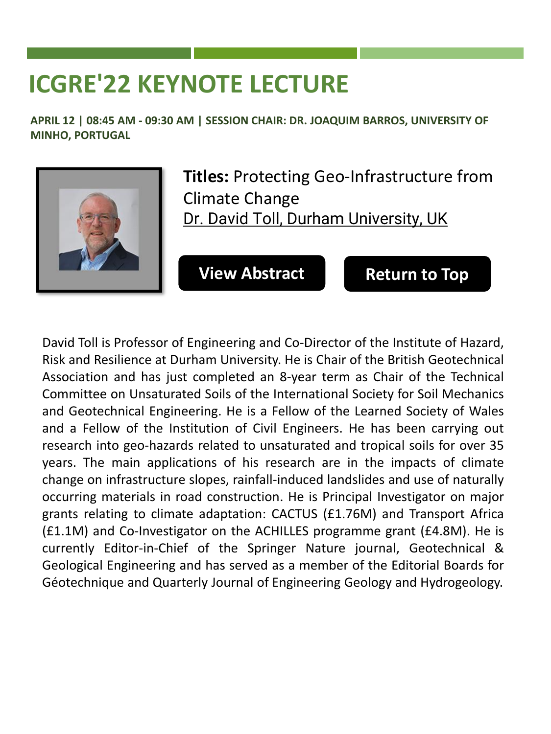# ICGRE'22 KEYNOTE LECTURE

**APRIL 12 | 08:45 AM - 09:30 AM | SESSION CHAIR: DR. JOAQUIM BARROS, UNIVERSITY OF MINHO, PORTUGAL**

**Titles:** Protecting Geo-Infrastructure from Climate Change
Dr. David Toll, Durham University, UK

**View Abstract** **Return to Top**

David Toll is Professor of Engineering and Co-Director of the Institute of Hazard, Risk and Resilience at Durham University. He is Chair of the British Geotechnical Association and has just completed an 8-year term as Chair of the Technical Committee on Unsaturated Soils of the International Society for Soil Mechanics and Geotechnical Engineering. He is a Fellow of the Learned Society of Wales and a Fellow of the Institution of Civil Engineers. He has been carrying out research into geo-hazards related to unsaturated and tropical soils for over 35 years. The main applications of his research are in the impacts of climate change on infrastructure slopes, rainfall-induced landslides and use of naturally occurring materials in road construction. He is Principal Investigator on major grants relating to climate adaptation: CACTUS (£1.76M) and Transport Africa (£1.1M) and Co-Investigator on the ACHILLES programme grant (£4.8M). He is currently Editor-in-Chief of the Springer Nature journal, Geotechnical & Geological Engineering and has served as a member of the Editorial Boards for Géotechnique and Quarterly Journal of Engineering Geology and Hydrogeology.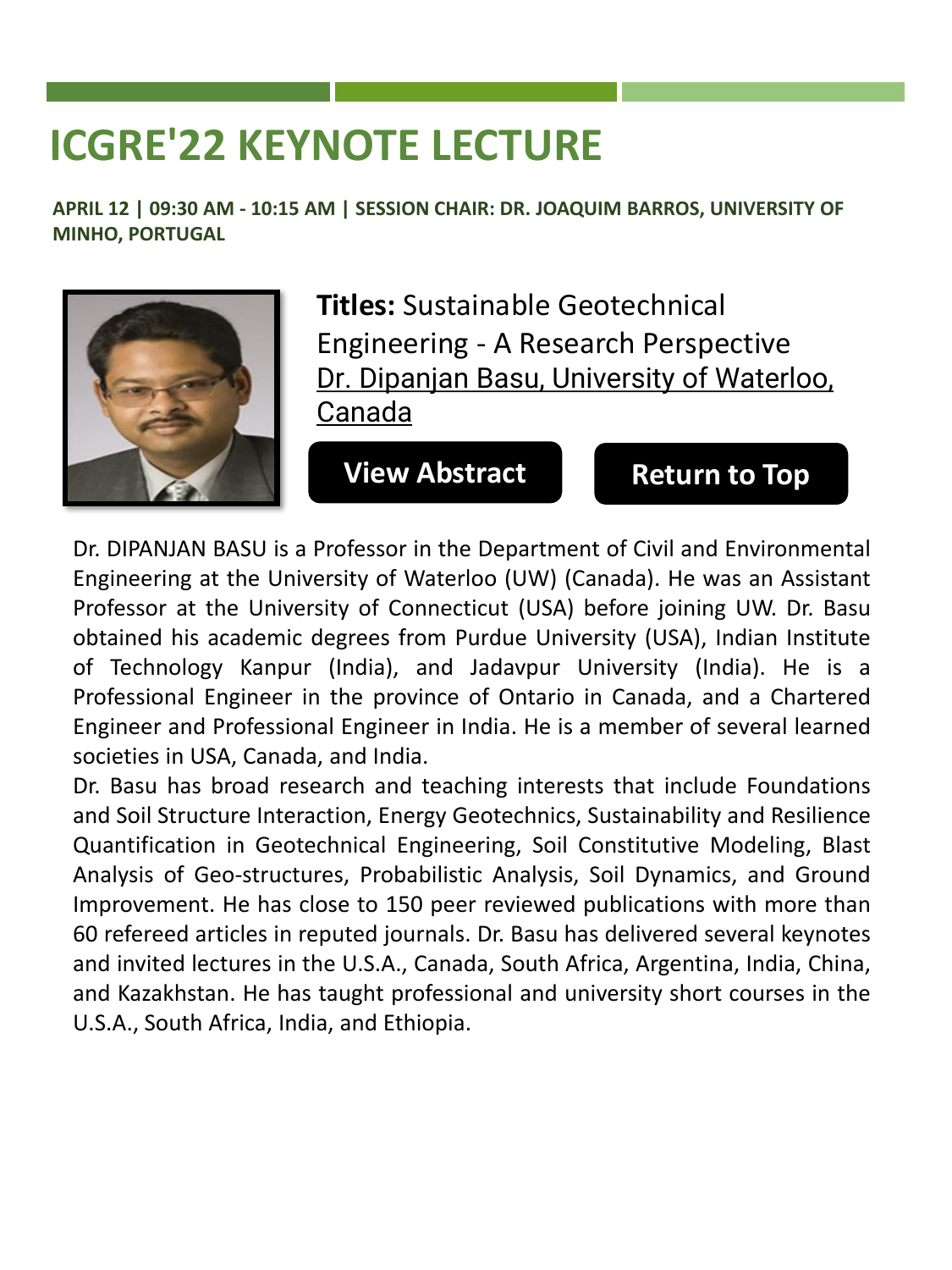# ICGRE'22 KEYNOTE LECTURE

**APRIL 12 | 09:30 AM - 10:15 AM | SESSION CHAIR: DR. JOAQUIM BARROS, UNIVERSITY OF MINHO, PORTUGAL**

**Titles:** Sustainable Geotechnical Engineering - A Research Perspective
Dr. Dipanjan Basu, University of Waterloo, Canada

**View Abstract** **Return to Top**

Dr. DIPANJAN BASU is a Professor in the Department of Civil and Environmental Engineering at the University of Waterloo (UW) (Canada). He was an Assistant Professor at the University of Connecticut (USA) before joining UW. Dr. Basu obtained his academic degrees from Purdue University (USA), Indian Institute of Technology Kanpur (India), and Jadavpur University (India). He is a Professional Engineer in the province of Ontario in Canada, and a Chartered Engineer and Professional Engineer in India. He is a member of several learned societies in USA, Canada, and India.

Dr. Basu has broad research and teaching interests that include Foundations and Soil Structure Interaction, Energy Geotechnics, Sustainability and Resilience Quantification in Geotechnical Engineering, Soil Constitutive Modeling, Blast Analysis of Geo-structures, Probabilistic Analysis, Soil Dynamics, and Ground Improvement. He has close to 150 peer reviewed publications with more than 60 refereed articles in reputed journals. Dr. Basu has delivered several keynotes and invited lectures in the U.S.A., Canada, South Africa, Argentina, India, China, and Kazakhstan. He has taught professional and university short courses in the U.S.A., South Africa, India, and Ethiopia.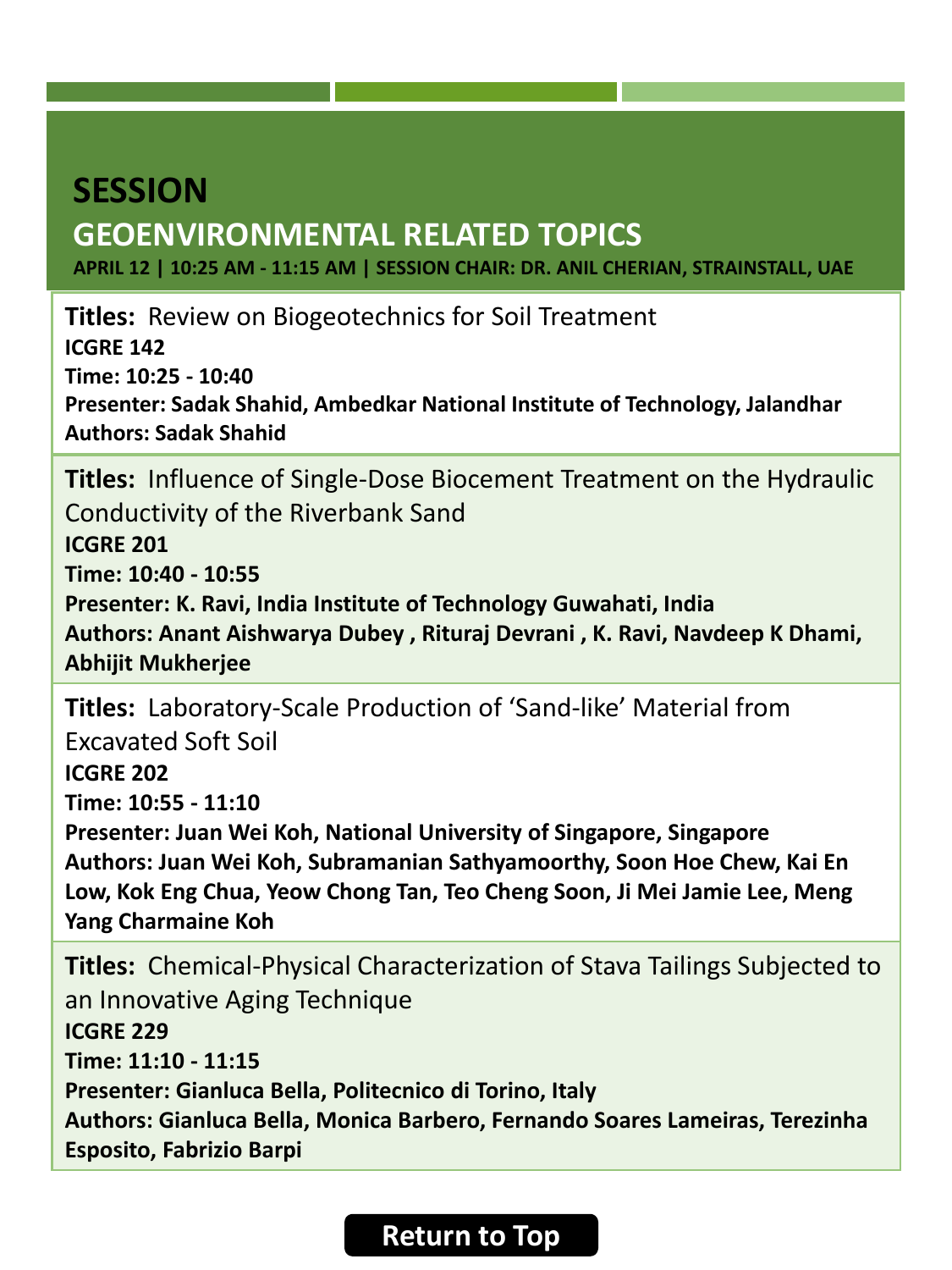# SESSION

## GEOENVIRONMENTAL RELATED TOPICS

**APRIL 12 | 10:25 AM - 11:15 AM | SESSION CHAIR: DR. ANIL CHERIAN, STRAINSTALL, UAE**

**Titles:** Review on Biogeotechnics for Soil Treatment
**ICGRE 142**
**Time: 10:25 - 10:40**
**Presenter: Sadak Shahid, Ambedkar National Institute of Technology, Jalandhar**
**Authors: Sadak Shahid**

**Titles:** Influence of Single-Dose Biocement Treatment on the Hydraulic Conductivity of the Riverbank Sand
**ICGRE 201**
**Time: 10:40 - 10:55**
**Presenter: K. Ravi, India Institute of Technology Guwahati, India**
**Authors: Anant Aishwarya Dubey , Rituraj Devrani , K. Ravi, Navdeep K Dhami, Abhijit Mukherjee**

**Titles:** Laboratory-Scale Production of 'Sand-like' Material from Excavated Soft Soil
**ICGRE 202**
**Time: 10:55 - 11:10**
**Presenter: Juan Wei Koh, National University of Singapore, Singapore**
**Authors: Juan Wei Koh, Subramanian Sathyamoorthy, Soon Hoe Chew, Kai En Low, Kok Eng Chua, Yeow Chong Tan, Teo Cheng Soon, Ji Mei Jamie Lee, Meng Yang Charmaine Koh**

**Titles:** Chemical-Physical Characterization of Stava Tailings Subjected to an Innovative Aging Technique
**ICGRE 229**
**Time: 11:10 - 11:15**
**Presenter: Gianluca Bella, Politecnico di Torino, Italy**
**Authors: Gianluca Bella, Monica Barbero, Fernando Soares Lameiras, Terezinha Esposito, Fabrizio Barpi**

Return to Top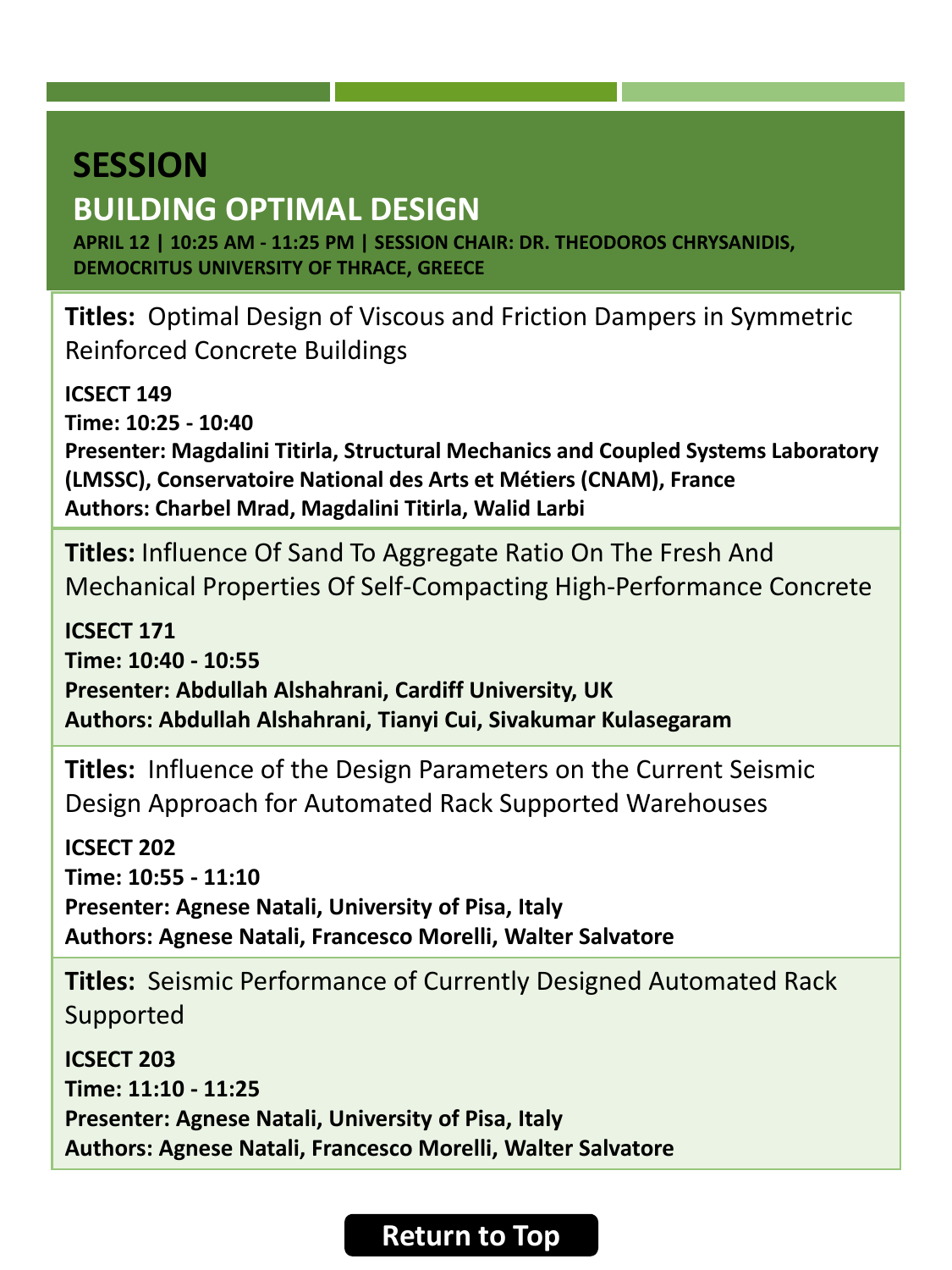# SESSION

## BUILDING OPTIMAL DESIGN

**APRIL 12 | 10:25 AM - 11:25 PM | SESSION CHAIR: DR. THEODOROS CHRYSANIDIS, DEMOCRITUS UNIVERSITY OF THRACE, GREECE**

**Titles:** Optimal Design of Viscous and Friction Dampers in Symmetric Reinforced Concrete Buildings

**ICSECT 149**
**Time: 10:25 - 10:40**
**Presenter: Magdalini Titirla, Structural Mechanics and Coupled Systems Laboratory (LMSSC), Conservatoire National des Arts et Métiers (CNAM), France**
**Authors: Charbel Mrad, Magdalini Titirla, Walid Larbi**

**Titles:** Influence Of Sand To Aggregate Ratio On The Fresh And Mechanical Properties Of Self-Compacting High-Performance Concrete

**ICSECT 171**
**Time: 10:40 - 10:55**
**Presenter: Abdullah Alshahrani, Cardiff University, UK**
**Authors: Abdullah Alshahrani, Tianyi Cui, Sivakumar Kulasegaram**

**Titles:** Influence of the Design Parameters on the Current Seismic Design Approach for Automated Rack Supported Warehouses

**ICSECT 202**
**Time: 10:55 - 11:10**
**Presenter: Agnese Natali, University of Pisa, Italy**
**Authors: Agnese Natali, Francesco Morelli, Walter Salvatore**

**Titles:** Seismic Performance of Currently Designed Automated Rack Supported

**ICSECT 203**
**Time: 11:10 - 11:25**
**Presenter: Agnese Natali, University of Pisa, Italy**
**Authors: Agnese Natali, Francesco Morelli, Walter Salvatore**

Return to Top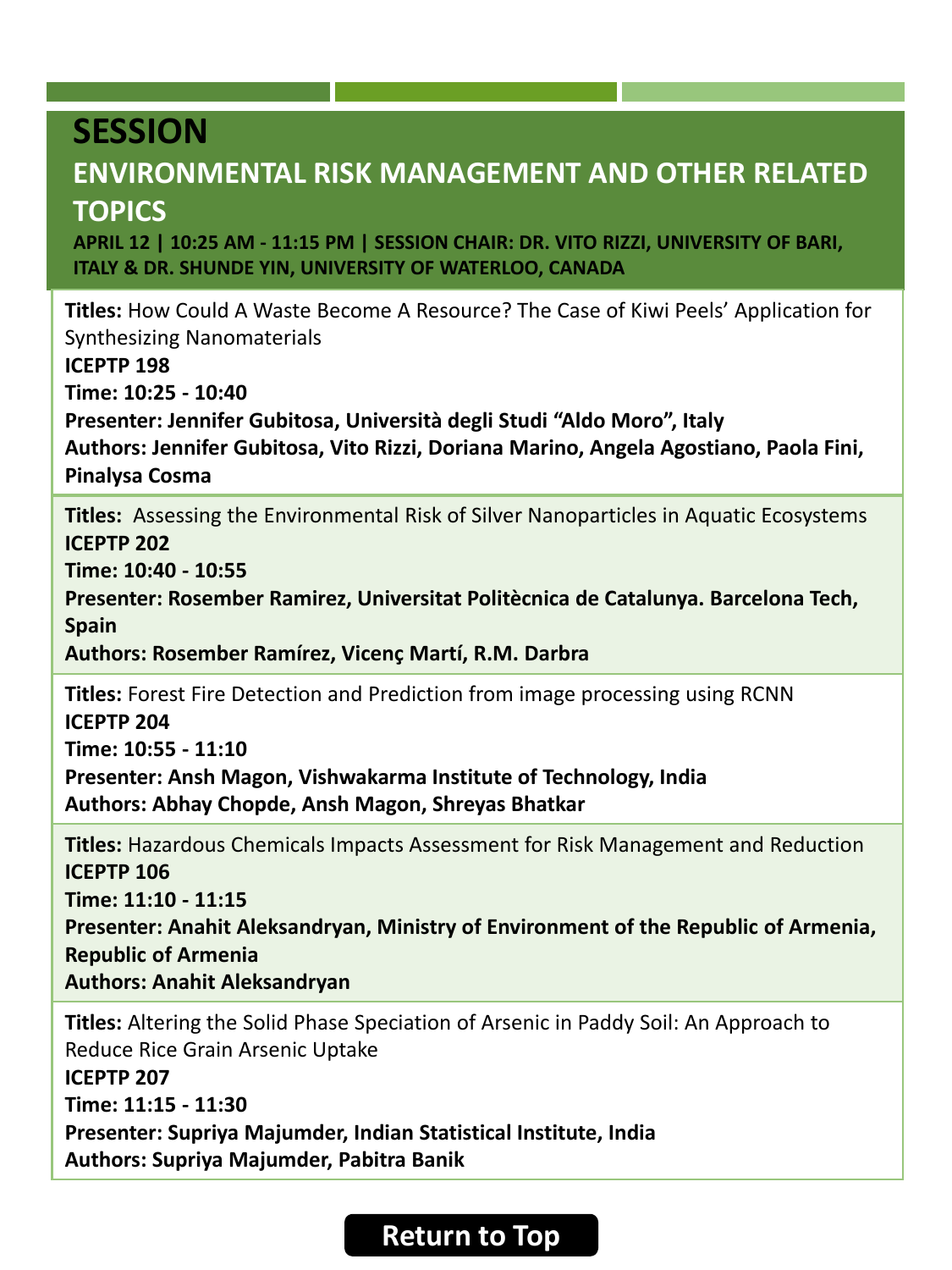# SESSION

## ENVIRONMENTAL RISK MANAGEMENT AND OTHER RELATED TOPICS

**APRIL 12 | 10:25 AM - 11:15 PM | SESSION CHAIR: DR. VITO RIZZI, UNIVERSITY OF BARI, ITALY & DR. SHUNDE YIN, UNIVERSITY OF WATERLOO, CANADA**

**Titles:** How Could A Waste Become A Resource? The Case of Kiwi Peels' Application for Synthesizing Nanomaterials
**ICEPTP 198**
**Time: 10:25 - 10:40**
**Presenter: Jennifer Gubitosa, Università degli Studi "Aldo Moro", Italy**
**Authors: Jennifer Gubitosa, Vito Rizzi, Doriana Marino, Angela Agostiano, Paola Fini, Pinalysa Cosma**

**Titles:** Assessing the Environmental Risk of Silver Nanoparticles in Aquatic Ecosystems
**ICEPTP 202**
**Time: 10:40 - 10:55**
**Presenter: Rosember Ramirez, Universitat Politècnica de Catalunya. Barcelona Tech, Spain**
**Authors: Rosember Ramírez, Vicenç Martí, R.M. Darbra**

**Titles:** Forest Fire Detection and Prediction from image processing using RCNN
**ICEPTP 204**
**Time: 10:55 - 11:10**
**Presenter: Ansh Magon, Vishwakarma Institute of Technology, India**
**Authors: Abhay Chopde, Ansh Magon, Shreyas Bhatkar**

**Titles:** Hazardous Chemicals Impacts Assessment for Risk Management and Reduction
**ICEPTP 106**
**Time: 11:10 - 11:15**
**Presenter: Anahit Aleksandryan, Ministry of Environment of the Republic of Armenia, Republic of Armenia**
**Authors: Anahit Aleksandryan**

**Titles:** Altering the Solid Phase Speciation of Arsenic in Paddy Soil: An Approach to Reduce Rice Grain Arsenic Uptake
**ICEPTP 207**
**Time: 11:15 - 11:30**
**Presenter: Supriya Majumder, Indian Statistical Institute, India**
**Authors: Supriya Majumder, Pabitra Banik**

Return to Top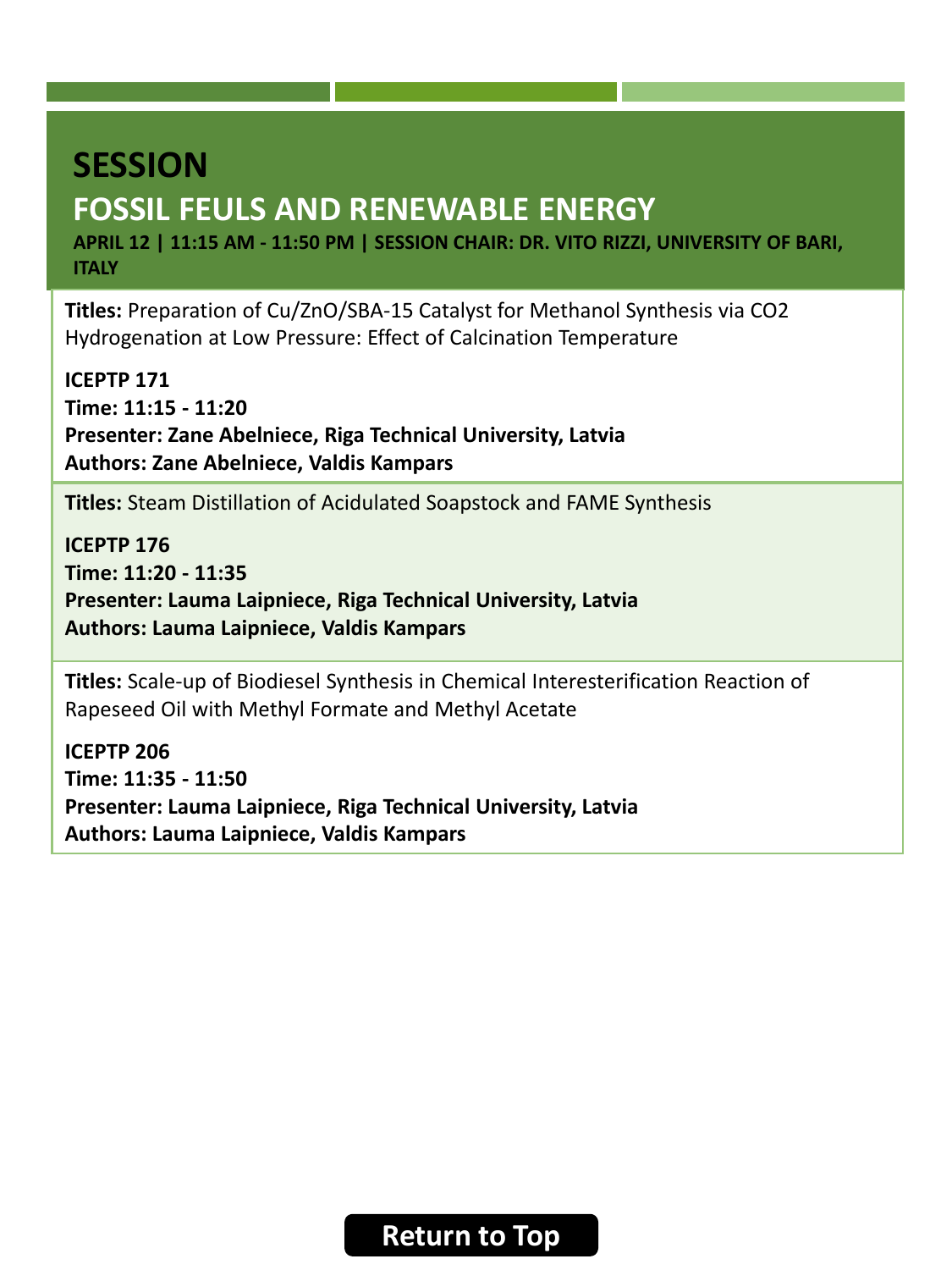# SESSION

## FOSSIL FEULS AND RENEWABLE ENERGY

**APRIL 12 | 11:15 AM - 11:50 PM | SESSION CHAIR: DR. VITO RIZZI, UNIVERSITY OF BARI, ITALY**

**Titles:** Preparation of Cu/ZnO/SBA-15 Catalyst for Methanol Synthesis via CO2 Hydrogenation at Low Pressure: Effect of Calcination Temperature

**ICEPTP 171**
**Time: 11:15 - 11:20**
**Presenter: Zane Abelniece, Riga Technical University, Latvia**
**Authors: Zane Abelniece, Valdis Kampars**

**Titles:** Steam Distillation of Acidulated Soapstock and FAME Synthesis

**ICEPTP 176**
**Time: 11:20 - 11:35**
**Presenter: Lauma Laipniece, Riga Technical University, Latvia**
**Authors: Lauma Laipniece, Valdis Kampars**

**Titles:** Scale-up of Biodiesel Synthesis in Chemical Interesterification Reaction of Rapeseed Oil with Methyl Formate and Methyl Acetate

**ICEPTP 206**
**Time: 11:35 - 11:50**
**Presenter: Lauma Laipniece, Riga Technical University, Latvia**
**Authors: Lauma Laipniece, Valdis Kampars**

Return to Top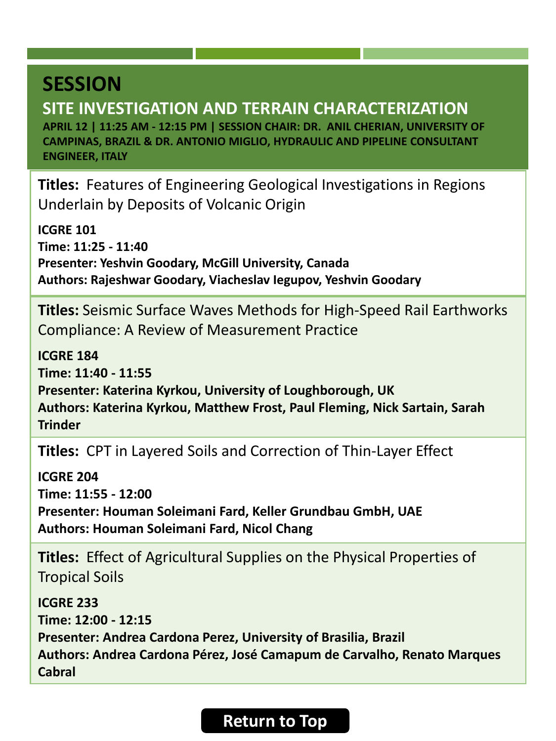# SESSION

## SITE INVESTIGATION AND TERRAIN CHARACTERIZATION

**APRIL 12 | 11:25 AM - 12:15 PM | SESSION CHAIR: DR. ANIL CHERIAN, UNIVERSITY OF CAMPINAS, BRAZIL & DR. ANTONIO MIGLIO, HYDRAULIC AND PIPELINE CONSULTANT ENGINEER, ITALY**

**Titles:** Features of Engineering Geological Investigations in Regions Underlain by Deposits of Volcanic Origin

**ICGRE 101**
**Time: 11:25 - 11:40**
**Presenter: Yeshvin Goodary, McGill University, Canada**
**Authors: Rajeshwar Goodary, Viacheslav Iegupov, Yeshvin Goodary**

**Titles:** Seismic Surface Waves Methods for High-Speed Rail Earthworks Compliance: A Review of Measurement Practice

**ICGRE 184**
**Time: 11:40 - 11:55**
**Presenter: Katerina Kyrkou, University of Loughborough, UK**
**Authors: Katerina Kyrkou, Matthew Frost, Paul Fleming, Nick Sartain, Sarah Trinder**

**Titles:** CPT in Layered Soils and Correction of Thin-Layer Effect

**ICGRE 204**
**Time: 11:55 - 12:00**
**Presenter: Houman Soleimani Fard, Keller Grundbau GmbH, UAE**
**Authors: Houman Soleimani Fard, Nicol Chang**

**Titles:** Effect of Agricultural Supplies on the Physical Properties of Tropical Soils

**ICGRE 233**
**Time: 12:00 - 12:15**
**Presenter: Andrea Cardona Perez, University of Brasilia, Brazil**
**Authors: Andrea Cardona Pérez, José Camapum de Carvalho, Renato Marques Cabral**

Return to Top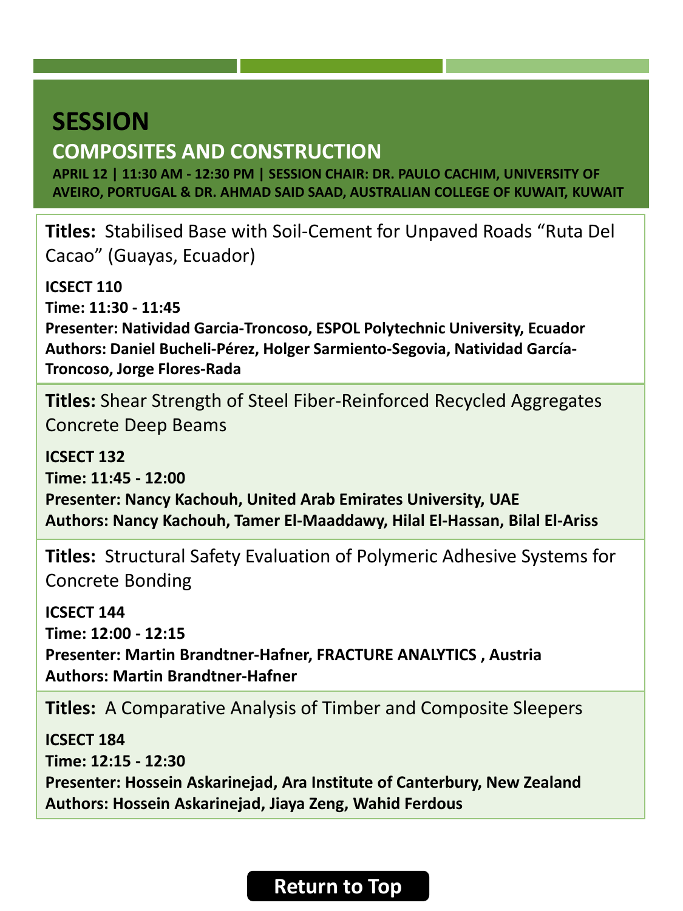# SESSION

## COMPOSITES AND CONSTRUCTION

**APRIL 12 | 11:30 AM - 12:30 PM | SESSION CHAIR: DR. PAULO CACHIM, UNIVERSITY OF AVEIRO, PORTUGAL & DR. AHMAD SAID SAAD, AUSTRALIAN COLLEGE OF KUWAIT, KUWAIT**

**Titles:** Stabilised Base with Soil-Cement for Unpaved Roads "Ruta Del Cacao" (Guayas, Ecuador)

**ICSECT 110**
**Time: 11:30 - 11:45**
**Presenter: Natividad Garcia-Troncoso, ESPOL Polytechnic University, Ecuador**
**Authors: Daniel Bucheli-Pérez, Holger Sarmiento-Segovia, Natividad García-Troncoso, Jorge Flores-Rada**

**Titles:** Shear Strength of Steel Fiber-Reinforced Recycled Aggregates Concrete Deep Beams

**ICSECT 132**
**Time: 11:45 - 12:00**
**Presenter: Nancy Kachouh, United Arab Emirates University, UAE**
**Authors: Nancy Kachouh, Tamer El-Maaddawy, Hilal El-Hassan, Bilal El-Ariss**

**Titles:** Structural Safety Evaluation of Polymeric Adhesive Systems for Concrete Bonding

**ICSECT 144**
**Time: 12:00 - 12:15**
**Presenter: Martin Brandtner-Hafner, FRACTURE ANALYTICS , Austria**
**Authors: Martin Brandtner-Hafner**

**Titles:** A Comparative Analysis of Timber and Composite Sleepers

**ICSECT 184**
**Time: 12:15 - 12:30**
**Presenter: Hossein Askarinejad, Ara Institute of Canterbury, New Zealand**
**Authors: Hossein Askarinejad, Jiaya Zeng, Wahid Ferdous**

Return to Top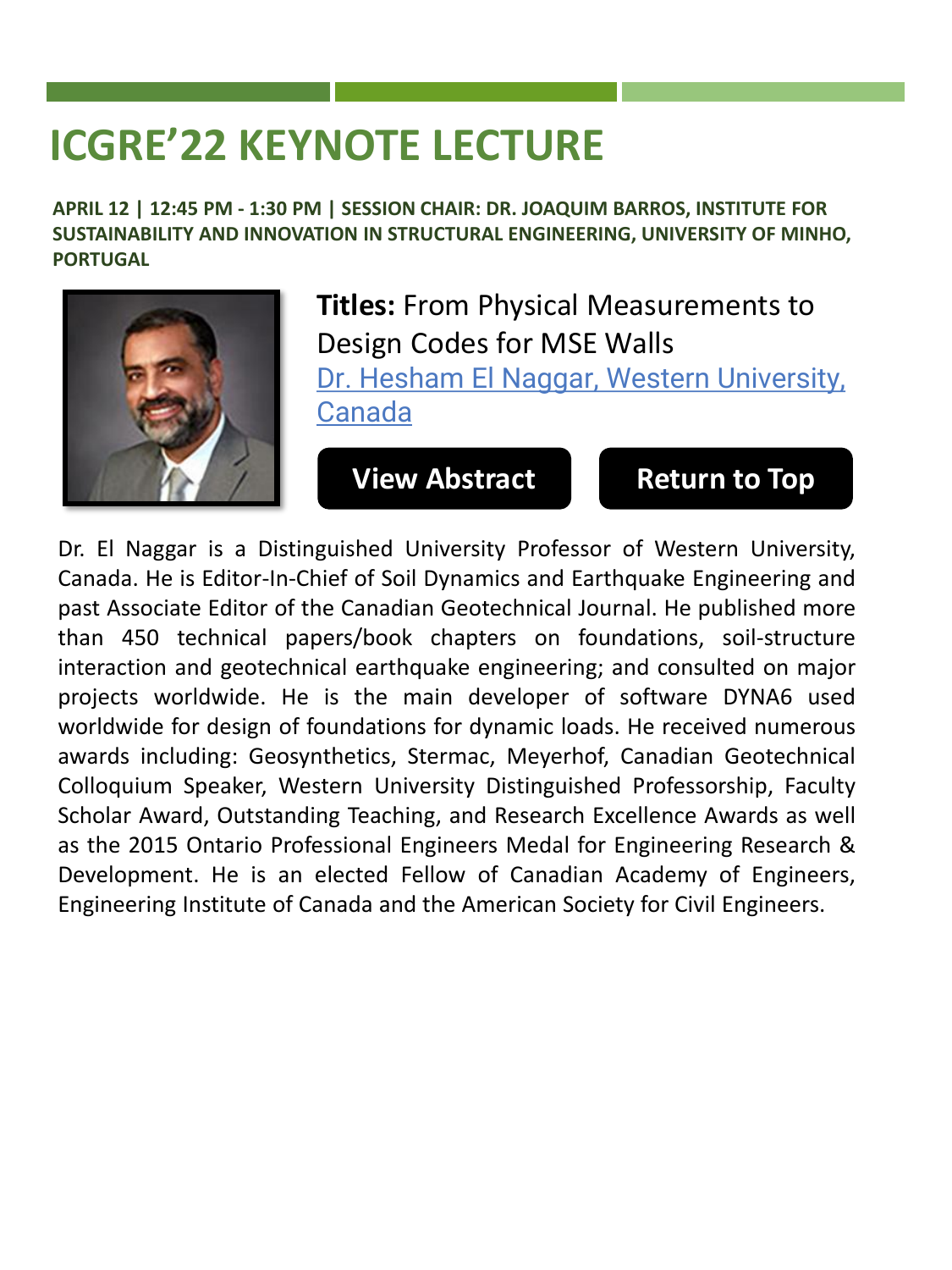# ICGRE'22 KEYNOTE LECTURE

**APRIL 12 | 12:45 PM - 1:30 PM | SESSION CHAIR: DR. JOAQUIM BARROS, INSTITUTE FOR SUSTAINABILITY AND INNOVATION IN STRUCTURAL ENGINEERING, UNIVERSITY OF MINHO, PORTUGAL**

**Titles:** From Physical Measurements to Design Codes for MSE Walls

[Dr. Hesham El Naggar, Western University, Canada]

**View Abstract** **Return to Top**

Dr. El Naggar is a Distinguished University Professor of Western University, Canada. He is Editor-In-Chief of Soil Dynamics and Earthquake Engineering and past Associate Editor of the Canadian Geotechnical Journal. He published more than 450 technical papers/book chapters on foundations, soil-structure interaction and geotechnical earthquake engineering; and consulted on major projects worldwide. He is the main developer of software DYNA6 used worldwide for design of foundations for dynamic loads. He received numerous awards including: Geosynthetics, Stermac, Meyerhof, Canadian Geotechnical Colloquium Speaker, Western University Distinguished Professorship, Faculty Scholar Award, Outstanding Teaching, and Research Excellence Awards as well as the 2015 Ontario Professional Engineers Medal for Engineering Research & Development. He is an elected Fellow of Canadian Academy of Engineers, Engineering Institute of Canada and the American Society for Civil Engineers.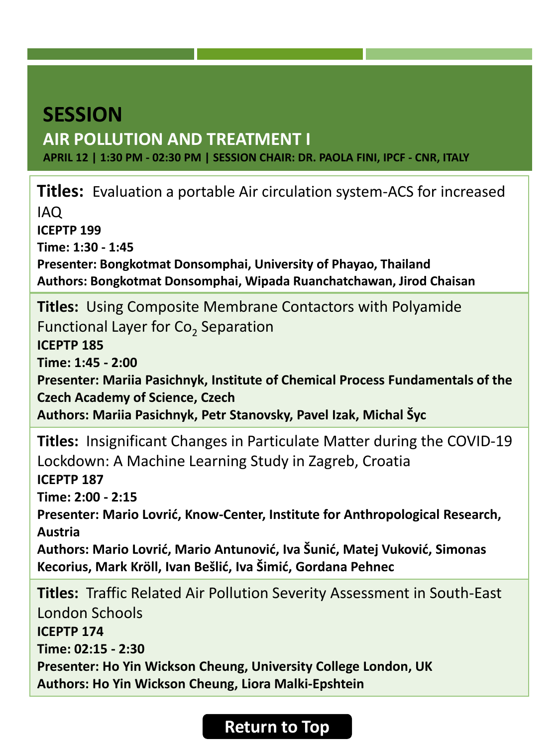# SESSION

## AIR POLLUTION AND TREATMENT I

**APRIL 12 | 1:30 PM - 02:30 PM | SESSION CHAIR: DR. PAOLA FINI, IPCF - CNR, ITALY**

**Titles:** Evaluation a portable Air circulation system-ACS for increased IAQ
**ICEPTP 199**
**Time: 1:30 - 1:45**
**Presenter: Bongkotmat Donsomphai, University of Phayao, Thailand**
**Authors: Bongkotmat Donsomphai, Wipada Ruanchatchawan, Jirod Chaisan**

**Titles:** Using Composite Membrane Contactors with Polyamide Functional Layer for $Co_2$ Separation
**ICEPTP 185**
**Time: 1:45 - 2:00**
**Presenter: Mariia Pasichnyk, Institute of Chemical Process Fundamentals of the Czech Academy of Science, Czech**
**Authors: Mariia Pasichnyk, Petr Stanovsky, Pavel Izak, Michal Šyc**

**Titles:** Insignificant Changes in Particulate Matter during the COVID-19 Lockdown: A Machine Learning Study in Zagreb, Croatia
**ICEPTP 187**
**Time: 2:00 - 2:15**
**Presenter: Mario Lovrić, Know-Center, Institute for Anthropological Research, Austria**
**Authors: Mario Lovrić, Mario Antunović, Iva Šunić, Matej Vuković, Simonas Kecorius, Mark Kröll, Ivan Bešlić, Iva Šimić, Gordana Pehnec**

**Titles:** Traffic Related Air Pollution Severity Assessment in South-East London Schools
**ICEPTP 174**
**Time: 02:15 - 2:30**
**Presenter: Ho Yin Wickson Cheung, University College London, UK**
**Authors: Ho Yin Wickson Cheung, Liora Malki-Epshtein**

Return to Top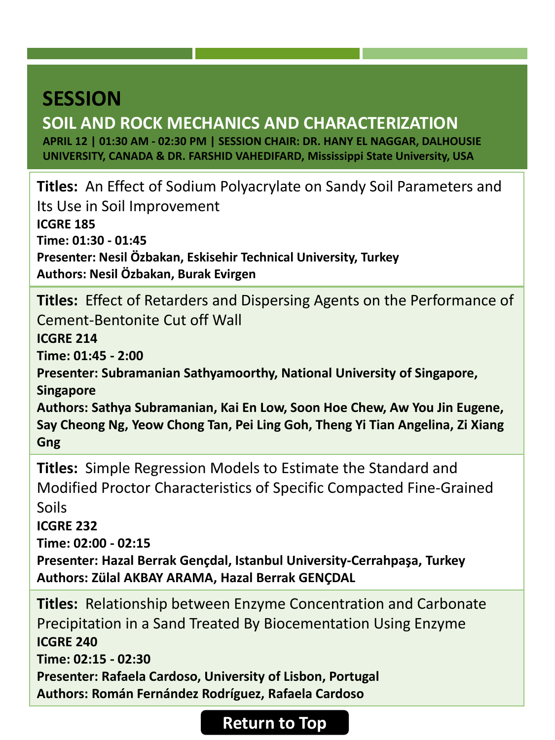# SESSION

## SOIL AND ROCK MECHANICS AND CHARACTERIZATION

**APRIL 12 | 01:30 AM - 02:30 PM | SESSION CHAIR: DR. HANY EL NAGGAR, DALHOUSIE UNIVERSITY, CANADA & DR. FARSHID VAHEDIFARD, Mississippi State University, USA**

**Titles:** An Effect of Sodium Polyacrylate on Sandy Soil Parameters and Its Use in Soil Improvement
**ICGRE 185**
**Time: 01:30 - 01:45**
**Presenter: Nesil Özbakan, Eskisehir Technical University, Turkey**
**Authors: Nesil Özbakan, Burak Evirgen**

**Titles:** Effect of Retarders and Dispersing Agents on the Performance of Cement-Bentonite Cut off Wall
**ICGRE 214**
**Time: 01:45 - 2:00**
**Presenter: Subramanian Sathyamoorthy, National University of Singapore, Singapore**
**Authors: Sathya Subramanian, Kai En Low, Soon Hoe Chew, Aw You Jin Eugene, Say Cheong Ng, Yeow Chong Tan, Pei Ling Goh, Theng Yi Tian Angelina, Zi Xiang Gng**

**Titles:** Simple Regression Models to Estimate the Standard and Modified Proctor Characteristics of Specific Compacted Fine-Grained Soils
**ICGRE 232**
**Time: 02:00 - 02:15**
**Presenter: Hazal Berrak Gençdal, Istanbul University-Cerrahpaşa, Turkey**
**Authors: Zülal AKBAY ARAMA, Hazal Berrak GENÇDAL**

**Titles:** Relationship between Enzyme Concentration and Carbonate Precipitation in a Sand Treated By Biocementation Using Enzyme
**ICGRE 240**
**Time: 02:15 - 02:30**
**Presenter: Rafaela Cardoso, University of Lisbon, Portugal**
**Authors: Román Fernández Rodríguez, Rafaela Cardoso**

Return to Top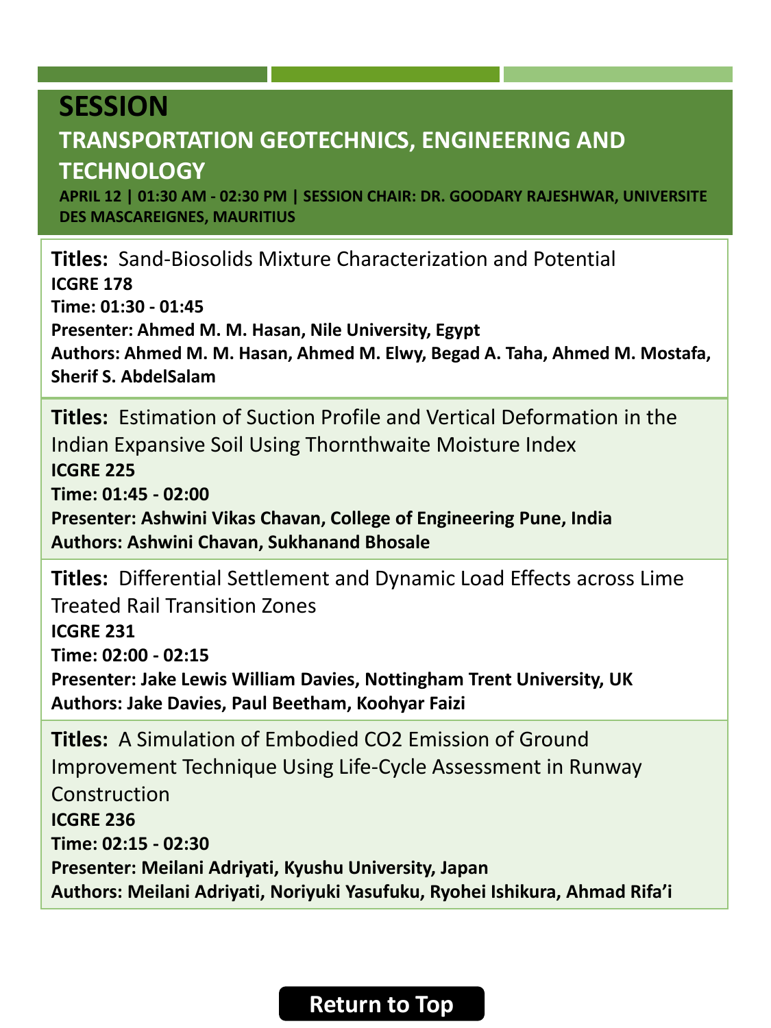# SESSION

## TRANSPORTATION GEOTECHNICS, ENGINEERING AND TECHNOLOGY

**APRIL 12 | 01:30 AM - 02:30 PM | SESSION CHAIR: DR. GOODARY RAJESHWAR, UNIVERSITE DES MASCAREIGNES, MAURITIUS**

**Titles:** Sand-Biosolids Mixture Characterization and Potential
**ICGRE 178**
**Time: 01:30 - 01:45**
**Presenter: Ahmed M. M. Hasan, Nile University, Egypt**
**Authors: Ahmed M. M. Hasan, Ahmed M. Elwy, Begad A. Taha, Ahmed M. Mostafa, Sherif S. AbdelSalam**

**Titles:** Estimation of Suction Profile and Vertical Deformation in the Indian Expansive Soil Using Thornthwaite Moisture Index
**ICGRE 225**
**Time: 01:45 - 02:00**
**Presenter: Ashwini Vikas Chavan, College of Engineering Pune, India**
**Authors: Ashwini Chavan, Sukhanand Bhosale**

**Titles:** Differential Settlement and Dynamic Load Effects across Lime Treated Rail Transition Zones
**ICGRE 231**
**Time: 02:00 - 02:15**
**Presenter: Jake Lewis William Davies, Nottingham Trent University, UK**
**Authors: Jake Davies, Paul Beetham, Koohyar Faizi**

**Titles:** A Simulation of Embodied $CO_2$ Emission of Ground Improvement Technique Using Life-Cycle Assessment in Runway Construction
**ICGRE 236**
**Time: 02:15 - 02:30**
**Presenter: Meilani Adriyati, Kyushu University, Japan**
**Authors: Meilani Adriyati, Noriyuki Yasufuku, Ryohei Ishikura, Ahmad Rifa'i**

Return to Top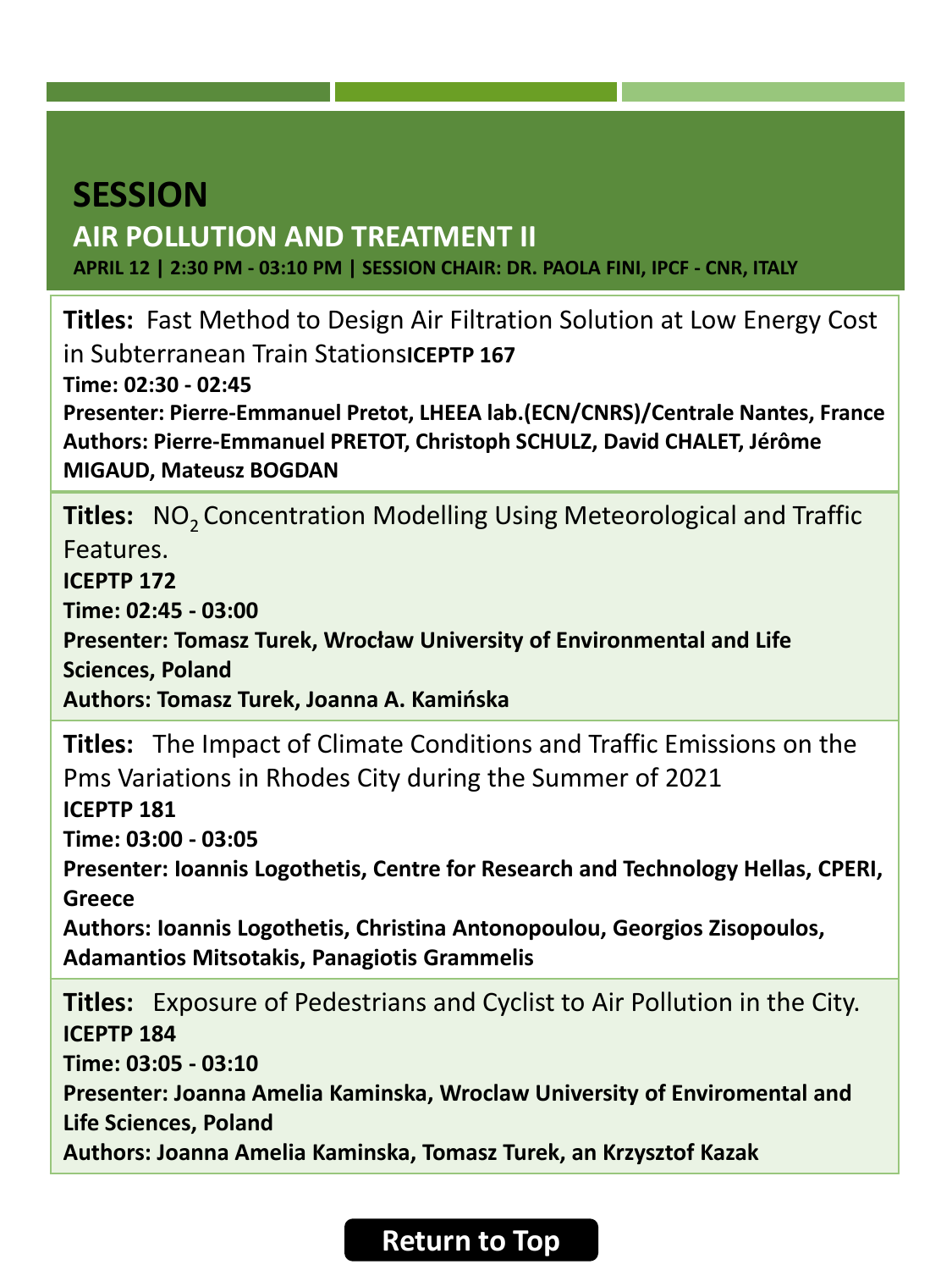# SESSION

## AIR POLLUTION AND TREATMENT II

**APRIL 12 | 2:30 PM - 03:10 PM | SESSION CHAIR: DR. PAOLA FINI, IPCF - CNR, ITALY**

**Titles:** Fast Method to Design Air Filtration Solution at Low Energy Cost in Subterranean Train Stations**ICEPTP 167**
**Time: 02:30 - 02:45**
**Presenter: Pierre-Emmanuel Pretot, LHEEA lab.(ECN/CNRS)/Centrale Nantes, France**
**Authors: Pierre-Emmanuel PRETOT, Christoph SCHULZ, David CHALET, Jérôme MIGAUD, Mateusz BOGDAN**

**Titles:** $NO_2$ Concentration Modelling Using Meteorological and Traffic Features.
**ICEPTP 172**
**Time: 02:45 - 03:00**
**Presenter: Tomasz Turek, Wrocław University of Environmental and Life Sciences, Poland**
**Authors: Tomasz Turek, Joanna A. Kamińska**

**Titles:** The Impact of Climate Conditions and Traffic Emissions on the Pms Variations in Rhodes City during the Summer of 2021
**ICEPTP 181**
**Time: 03:00 - 03:05**
**Presenter: Ioannis Logothetis, Centre for Research and Technology Hellas, CPERI, Greece**
**Authors: Ioannis Logothetis, Christina Antonopoulou, Georgios Zisopoulos, Adamantios Mitsotakis, Panagiotis Grammelis**

**Titles:** Exposure of Pedestrians and Cyclist to Air Pollution in the City.
**ICEPTP 184**
**Time: 03:05 - 03:10**
**Presenter: Joanna Amelia Kaminska, Wroclaw University of Enviromental and Life Sciences, Poland**
**Authors: Joanna Amelia Kaminska, Tomasz Turek, an Krzysztof Kazak**

Return to Top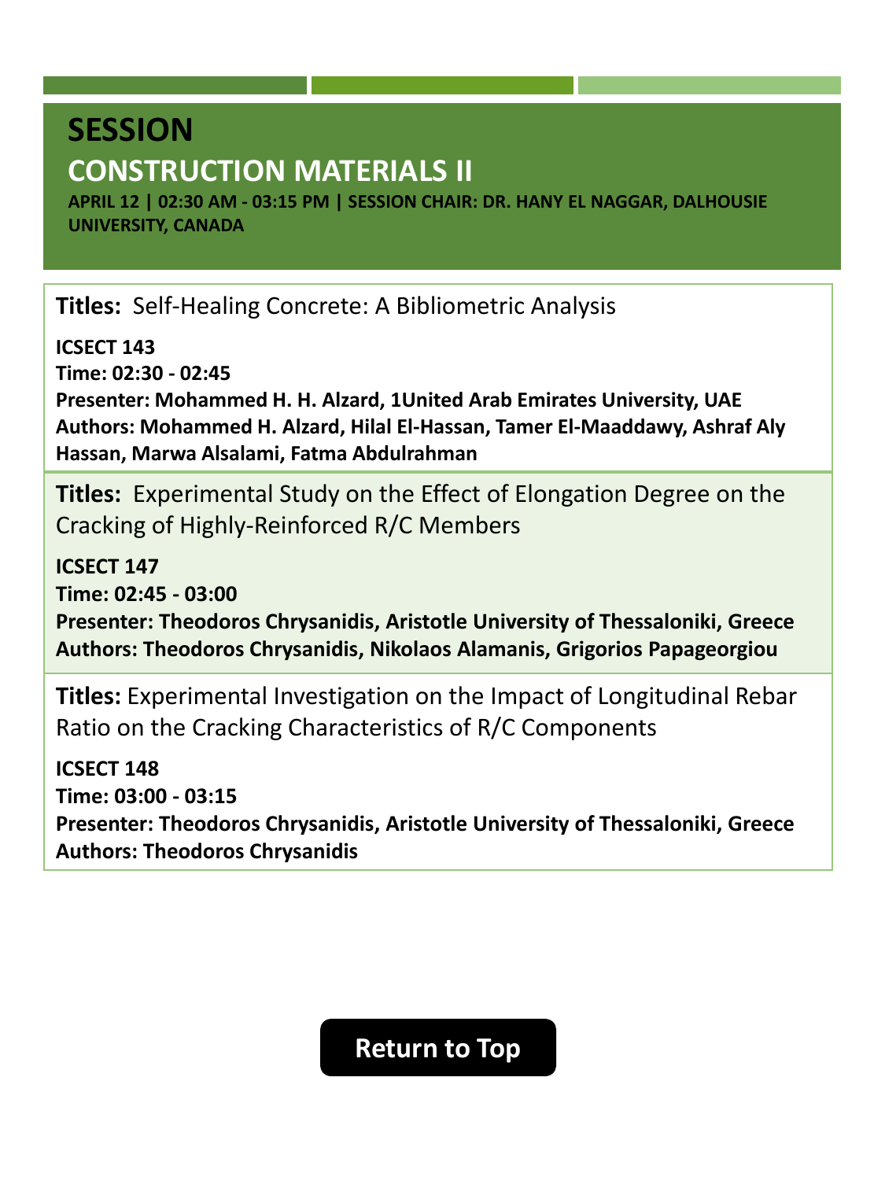# SESSION

## CONSTRUCTION MATERIALS II

**APRIL 12 | 02:30 AM - 03:15 PM | SESSION CHAIR: DR. HANY EL NAGGAR, DALHOUSIE UNIVERSITY, CANADA**

**Titles:** Self-Healing Concrete: A Bibliometric Analysis

**ICSECT 143**
**Time: 02:30 - 02:45**
**Presenter: Mohammed H. H. Alzard, 1United Arab Emirates University, UAE**
**Authors: Mohammed H. Alzard, Hilal El-Hassan, Tamer El-Maaddawy, Ashraf Aly Hassan, Marwa Alsalami, Fatma Abdulrahman**

**Titles:** Experimental Study on the Effect of Elongation Degree on the Cracking of Highly-Reinforced R/C Members

**ICSECT 147**
**Time: 02:45 - 03:00**
**Presenter: Theodoros Chrysanidis, Aristotle University of Thessaloniki, Greece**
**Authors: Theodoros Chrysanidis, Nikolaos Alamanis, Grigorios Papageorgiou**

**Titles:** Experimental Investigation on the Impact of Longitudinal Rebar Ratio on the Cracking Characteristics of R/C Components

**ICSECT 148**
**Time: 03:00 - 03:15**
**Presenter: Theodoros Chrysanidis, Aristotle University of Thessaloniki, Greece**
**Authors: Theodoros Chrysanidis**

Return to Top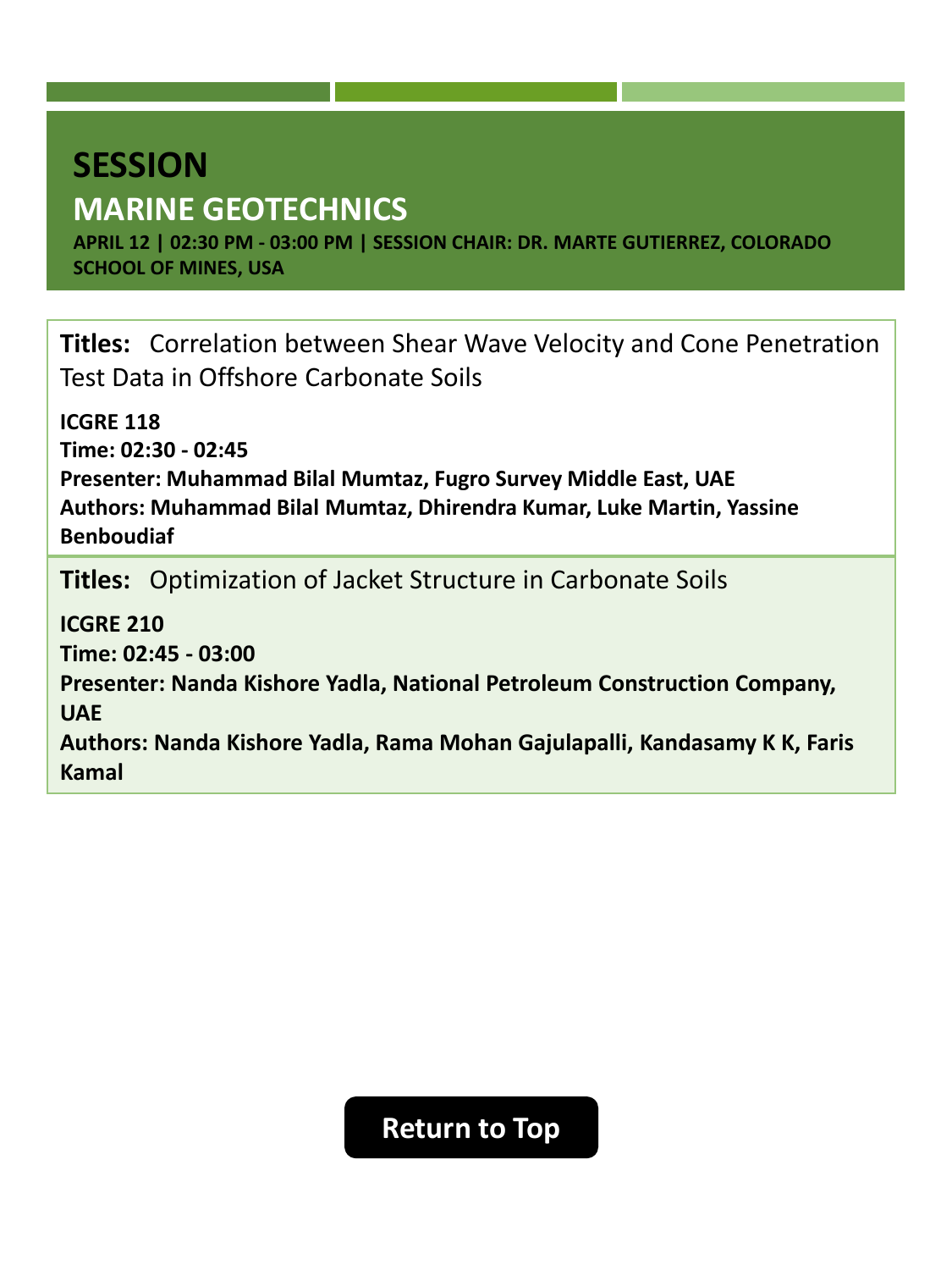# SESSION

## MARINE GEOTECHNICS

**APRIL 12 | 02:30 PM - 03:00 PM | SESSION CHAIR: DR. MARTE GUTIERREZ, COLORADO SCHOOL OF MINES, USA**

**Titles:** Correlation between Shear Wave Velocity and Cone Penetration Test Data in Offshore Carbonate Soils

**ICGRE 118**
**Time: 02:30 - 02:45**
**Presenter: Muhammad Bilal Mumtaz, Fugro Survey Middle East, UAE**
**Authors: Muhammad Bilal Mumtaz, Dhirendra Kumar, Luke Martin, Yassine Benboudiaf**

**Titles:** Optimization of Jacket Structure in Carbonate Soils

**ICGRE 210**
**Time: 02:45 - 03:00**
**Presenter: Nanda Kishore Yadla, National Petroleum Construction Company, UAE**
**Authors: Nanda Kishore Yadla, Rama Mohan Gajulapalli, Kandasamy K K, Faris Kamal**

Return to Top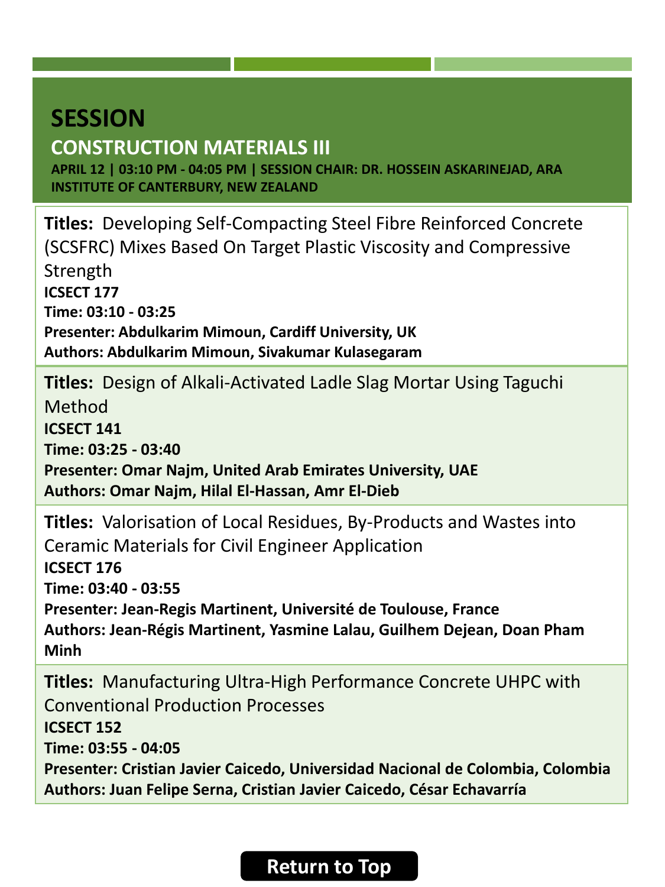# SESSION

## CONSTRUCTION MATERIALS III

**APRIL 12 | 03:10 PM - 04:05 PM | SESSION CHAIR: DR. HOSSEIN ASKARINEJAD, ARA INSTITUTE OF CANTERBURY, NEW ZEALAND**

**Titles:** Developing Self-Compacting Steel Fibre Reinforced Concrete (SCSFRC) Mixes Based On Target Plastic Viscosity and Compressive Strength
**ICSECT 177**
**Time: 03:10 - 03:25**
**Presenter: Abdulkarim Mimoun, Cardiff University, UK**
**Authors: Abdulkarim Mimoun, Sivakumar Kulasegaram**

**Titles:** Design of Alkali-Activated Ladle Slag Mortar Using Taguchi Method
**ICSECT 141**
**Time: 03:25 - 03:40**
**Presenter: Omar Najm, United Arab Emirates University, UAE**
**Authors: Omar Najm, Hilal El-Hassan, Amr El-Dieb**

**Titles:** Valorisation of Local Residues, By-Products and Wastes into Ceramic Materials for Civil Engineer Application
**ICSECT 176**
**Time: 03:40 - 03:55**
**Presenter: Jean-Regis Martinent, Université de Toulouse, France**
**Authors: Jean-Régis Martinent, Yasmine Lalau, Guilhem Dejean, Doan Pham Minh**

**Titles:** Manufacturing Ultra-High Performance Concrete UHPC with Conventional Production Processes
**ICSECT 152**
**Time: 03:55 - 04:05**
**Presenter: Cristian Javier Caicedo, Universidad Nacional de Colombia, Colombia**
**Authors: Juan Felipe Serna, Cristian Javier Caicedo, César Echavarría**

Return to Top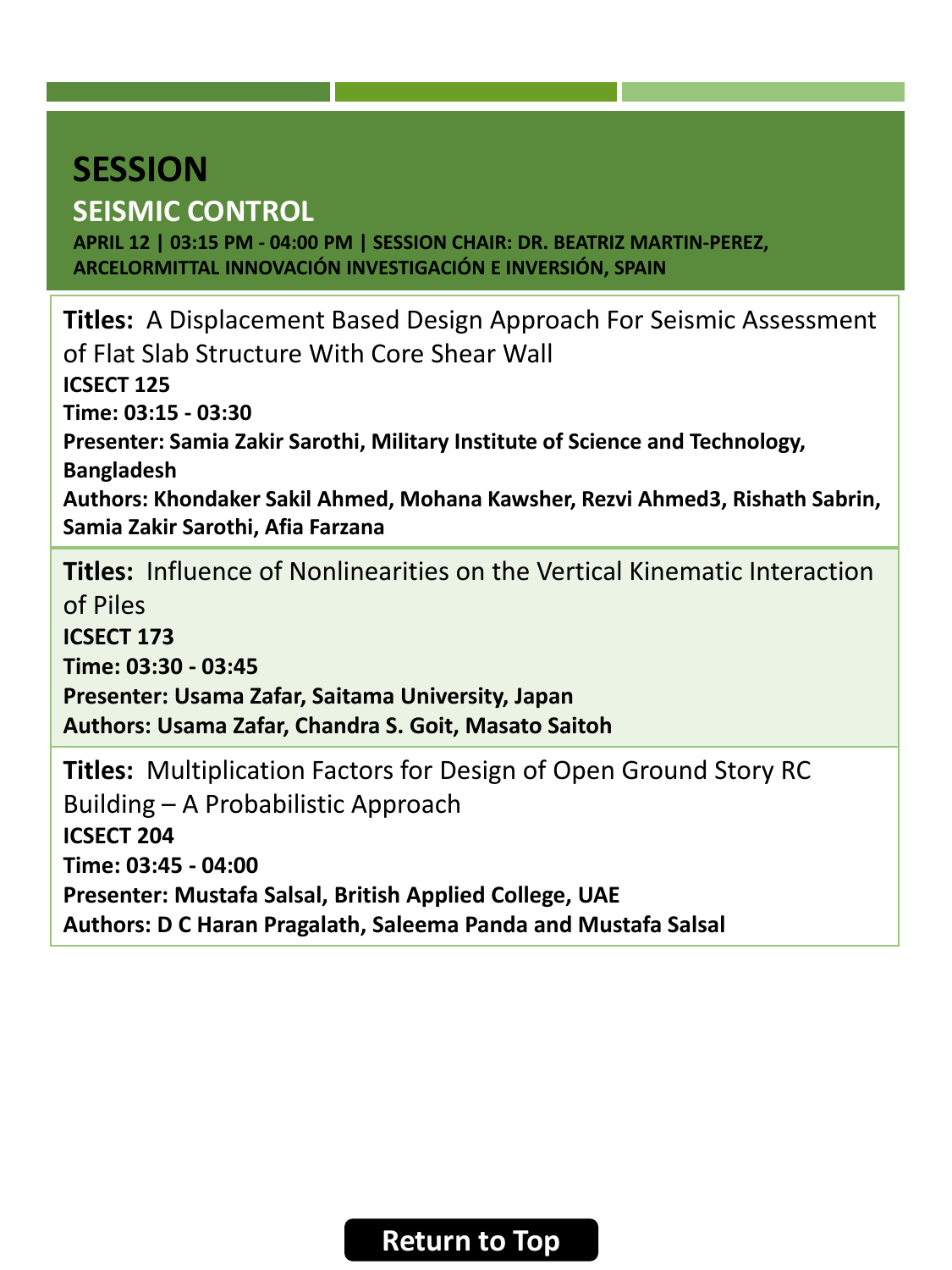# SESSION

## SEISMIC CONTROL

**APRIL 12 | 03:15 PM - 04:00 PM | SESSION CHAIR: DR. BEATRIZ MARTIN-PEREZ, ARCELORMITTAL INNOVACIÓN INVESTIGACIÓN E INVERSIÓN, SPAIN**

**Titles:** A Displacement Based Design Approach For Seismic Assessment of Flat Slab Structure With Core Shear Wall
**ICSECT 125**
**Time: 03:15 - 03:30**
**Presenter: Samia Zakir Sarothi, Military Institute of Science and Technology, Bangladesh**
**Authors: Khondaker Sakil Ahmed, Mohana Kawsher, Rezvi Ahmed3, Rishath Sabrin, Samia Zakir Sarothi, Afia Farzana**

**Titles:** Influence of Nonlinearities on the Vertical Kinematic Interaction of Piles
**ICSECT 173**
**Time: 03:30 - 03:45**
**Presenter: Usama Zafar, Saitama University, Japan**
**Authors: Usama Zafar, Chandra S. Goit, Masato Saitoh**

**Titles:** Multiplication Factors for Design of Open Ground Story RC Building – A Probabilistic Approach
**ICSECT 204**
**Time: 03:45 - 04:00**
**Presenter: Mustafa Salsal, British Applied College, UAE**
**Authors: D C Haran Pragalath, Saleema Panda and Mustafa Salsal**

Return to Top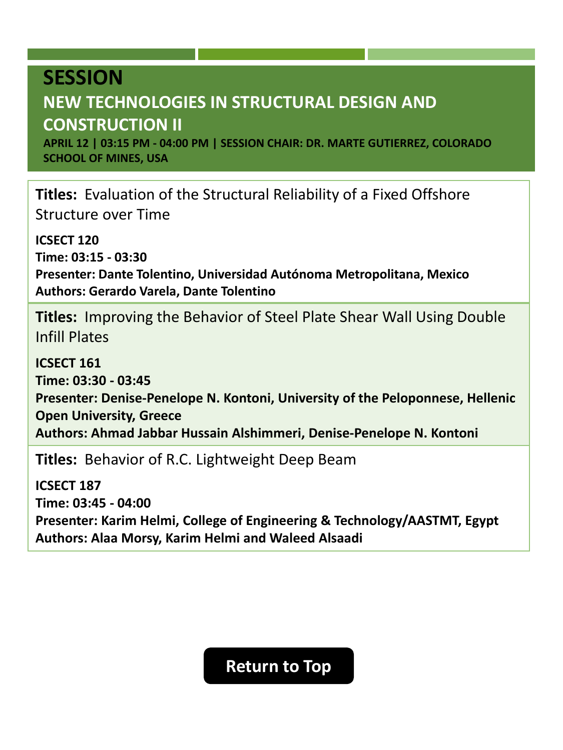# SESSION

## NEW TECHNOLOGIES IN STRUCTURAL DESIGN AND CONSTRUCTION II

**APRIL 12 | 03:15 PM - 04:00 PM | SESSION CHAIR: DR. MARTE GUTIERREZ, COLORADO SCHOOL OF MINES, USA**

**Titles:** Evaluation of the Structural Reliability of a Fixed Offshore Structure over Time

**ICSECT 120**
**Time: 03:15 - 03:30**
**Presenter: Dante Tolentino, Universidad Autónoma Metropolitana, Mexico**
**Authors: Gerardo Varela, Dante Tolentino**

**Titles:** Improving the Behavior of Steel Plate Shear Wall Using Double Infill Plates

**ICSECT 161**
**Time: 03:30 - 03:45**
**Presenter: Denise-Penelope N. Kontoni, University of the Peloponnese, Hellenic Open University, Greece**
**Authors: Ahmad Jabbar Hussain Alshimmeri, Denise-Penelope N. Kontoni**

**Titles:** Behavior of R.C. Lightweight Deep Beam

**ICSECT 187**
**Time: 03:45 - 04:00**
**Presenter: Karim Helmi, College of Engineering & Technology/AASTMT, Egypt**
**Authors: Alaa Morsy, Karim Helmi and Waleed Alsaadi**

Return to Top